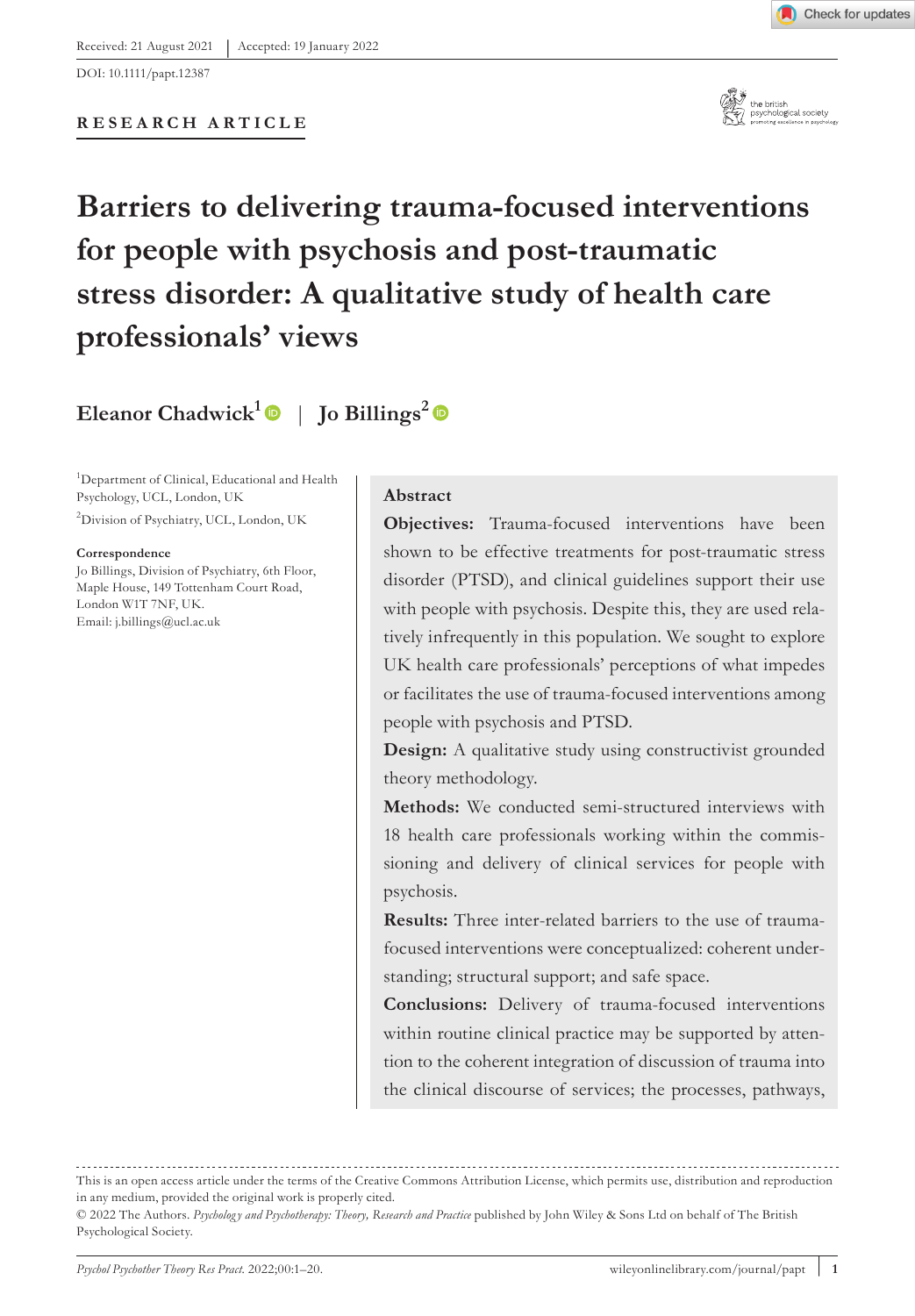Received: 21 August 2021 | Accepted: 19 January 2022

DOI: 10.1111/papt.12387

**RESEARCH ARTICLE**

# Barriers to delivering trauma-focused interventions for people with psychosis and post-traumatic stress disorder: A qualitative study of health care professionals' views

**Eleanor Chadwick**[1] | **Jo Billings**[2]

[1]Department of Clinical, Educational and Health Psychology, UCL, London, UK

[2]Division of Psychiatry, UCL, London, UK

**Correspondence**
Jo Billings, Division of Psychiatry, 6th Floor, Maple House, 149 Tottenham Court Road, London W1T 7NF, UK.
Email: j.billings@ucl.ac.uk

## Abstract

**Objectives:** Trauma-focused interventions have been shown to be effective treatments for post-traumatic stress disorder (PTSD), and clinical guidelines support their use with people with psychosis. Despite this, they are used relatively infrequently in this population. We sought to explore UK health care professionals' perceptions of what impedes or facilitates the use of trauma-focused interventions among people with psychosis and PTSD.

**Design:** A qualitative study using constructivist grounded theory methodology.

**Methods:** We conducted semi-structured interviews with 18 health care professionals working within the commissioning and delivery of clinical services for people with psychosis.

**Results:** Three inter-related barriers to the use of trauma-focused interventions were conceptualized: coherent understanding; structural support; and safe space.

**Conclusions:** Delivery of trauma-focused interventions within routine clinical practice may be supported by attention to the coherent integration of discussion of trauma into the clinical discourse of services; the processes, pathways,

---

This is an open access article under the terms of the Creative Commons Attribution License, which permits use, distribution and reproduction in any medium, provided the original work is properly cited.

© 2022 The Authors. *Psychology and Psychotherapy: Theory, Research and Practice* published by John Wiley & Sons Ltd on behalf of The British Psychological Society.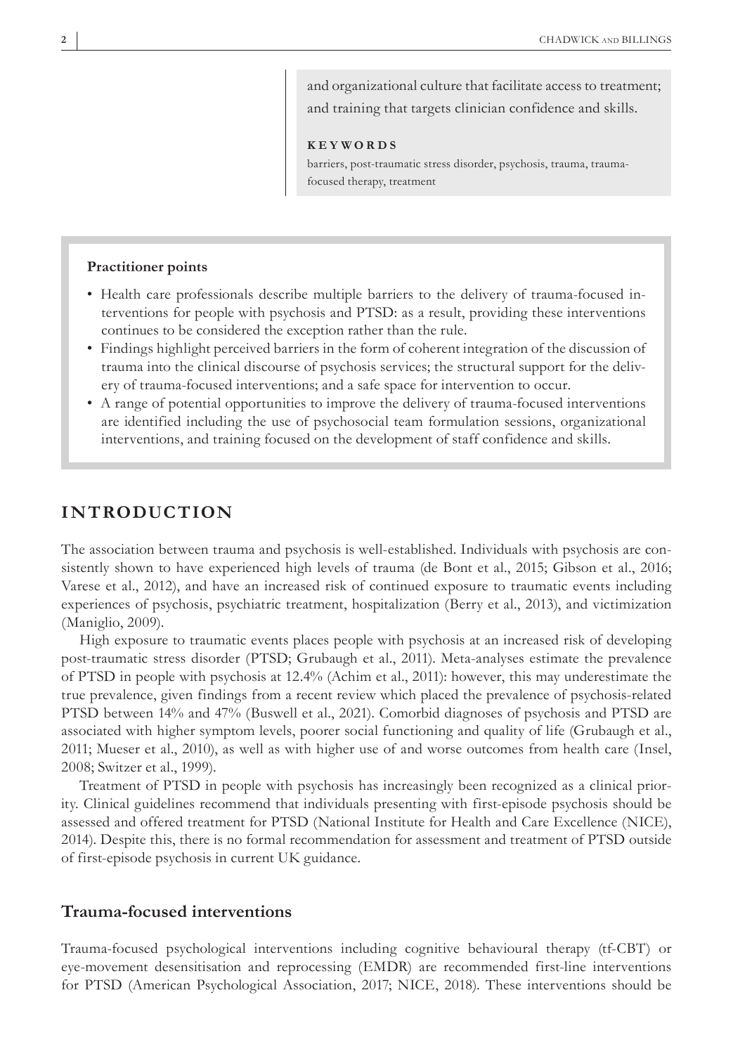and organizational culture that facilitate access to treatment; and training that targets clinician confidence and skills.

**KEYWORDS**

barriers, post-traumatic stress disorder, psychosis, trauma, trauma-focused therapy, treatment

**Practitioner points**

- Health care professionals describe multiple barriers to the delivery of trauma-focused interventions for people with psychosis and PTSD: as a result, providing these interventions continues to be considered the exception rather than the rule.
- Findings highlight perceived barriers in the form of coherent integration of the discussion of trauma into the clinical discourse of psychosis services; the structural support for the delivery of trauma-focused interventions; and a safe space for intervention to occur.
- A range of potential opportunities to improve the delivery of trauma-focused interventions are identified including the use of psychosocial team formulation sessions, organizational interventions, and training focused on the development of staff confidence and skills.

# INTRODUCTION

The association between trauma and psychosis is well-established. Individuals with psychosis are consistently shown to have experienced high levels of trauma (de Bont et al., 2015; Gibson et al., 2016; Varese et al., 2012), and have an increased risk of continued exposure to traumatic events including experiences of psychosis, psychiatric treatment, hospitalization (Berry et al., 2013), and victimization (Maniglio, 2009).

High exposure to traumatic events places people with psychosis at an increased risk of developing post-traumatic stress disorder (PTSD; Grubaugh et al., 2011). Meta-analyses estimate the prevalence of PTSD in people with psychosis at 12.4% (Achim et al., 2011): however, this may underestimate the true prevalence, given findings from a recent review which placed the prevalence of psychosis-related PTSD between 14% and 47% (Buswell et al., 2021). Comorbid diagnoses of psychosis and PTSD are associated with higher symptom levels, poorer social functioning and quality of life (Grubaugh et al., 2011; Mueser et al., 2010), as well as with higher use of and worse outcomes from health care (Insel, 2008; Switzer et al., 1999).

Treatment of PTSD in people with psychosis has increasingly been recognized as a clinical priority. Clinical guidelines recommend that individuals presenting with first-episode psychosis should be assessed and offered treatment for PTSD (National Institute for Health and Care Excellence (NICE), 2014). Despite this, there is no formal recommendation for assessment and treatment of PTSD outside of first-episode psychosis in current UK guidance.

## Trauma-focused interventions

Trauma-focused psychological interventions including cognitive behavioural therapy (tf-CBT) or eye-movement desensitisation and reprocessing (EMDR) are recommended first-line interventions for PTSD (American Psychological Association, 2017; NICE, 2018). These interventions should be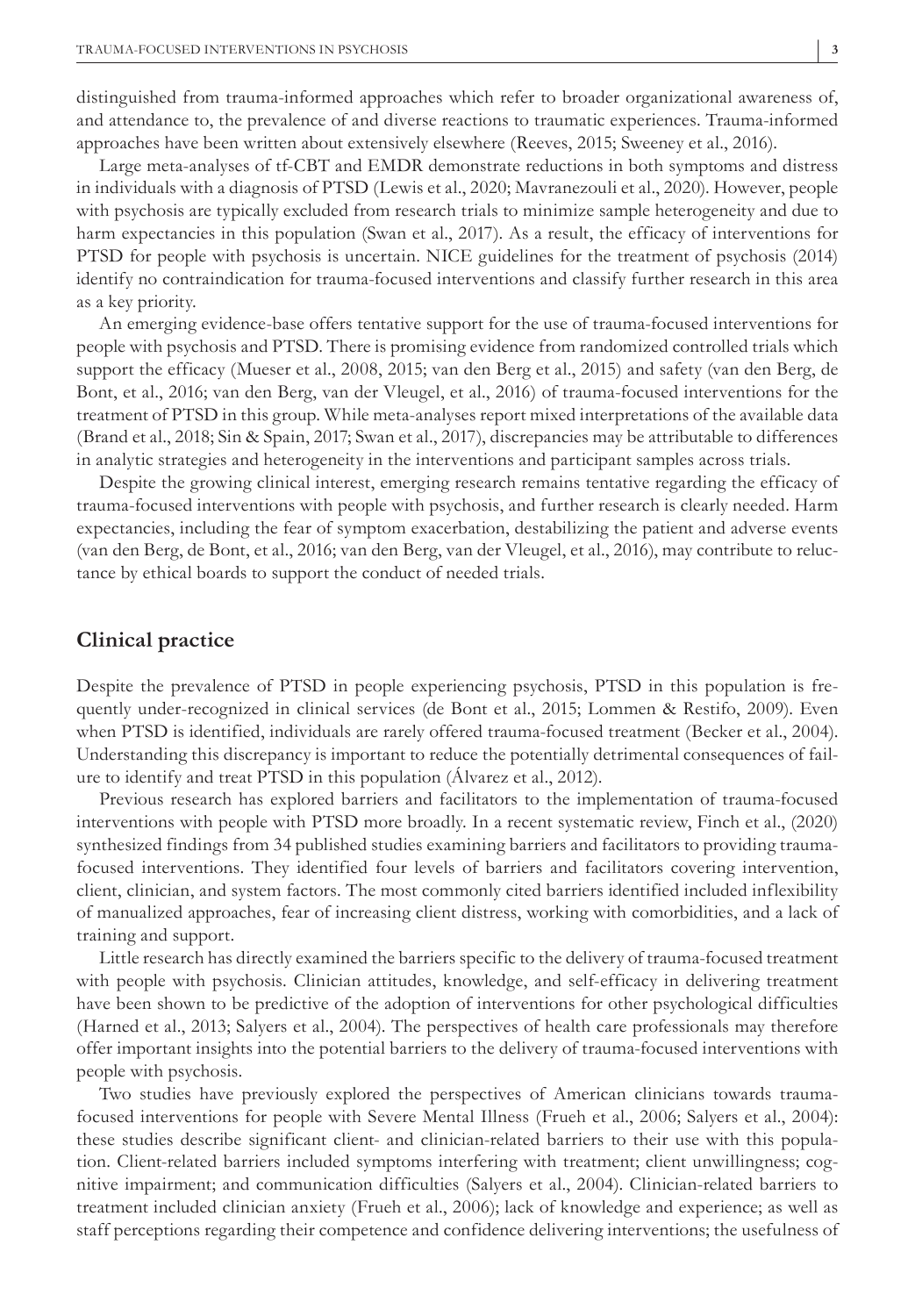distinguished from trauma-informed approaches which refer to broader organizational awareness of, and attendance to, the prevalence of and diverse reactions to traumatic experiences. Trauma-informed approaches have been written about extensively elsewhere (Reeves, 2015; Sweeney et al., 2016).

Large meta-analyses of tf-CBT and EMDR demonstrate reductions in both symptoms and distress in individuals with a diagnosis of PTSD (Lewis et al., 2020; Mavranezouli et al., 2020). However, people with psychosis are typically excluded from research trials to minimize sample heterogeneity and due to harm expectancies in this population (Swan et al., 2017). As a result, the efficacy of interventions for PTSD for people with psychosis is uncertain. NICE guidelines for the treatment of psychosis (2014) identify no contraindication for trauma-focused interventions and classify further research in this area as a key priority.

An emerging evidence-base offers tentative support for the use of trauma-focused interventions for people with psychosis and PTSD. There is promising evidence from randomized controlled trials which support the efficacy (Mueser et al., 2008, 2015; van den Berg et al., 2015) and safety (van den Berg, de Bont, et al., 2016; van den Berg, van der Vleugel, et al., 2016) of trauma-focused interventions for the treatment of PTSD in this group. While meta-analyses report mixed interpretations of the available data (Brand et al., 2018; Sin & Spain, 2017; Swan et al., 2017), discrepancies may be attributable to differences in analytic strategies and heterogeneity in the interventions and participant samples across trials.

Despite the growing clinical interest, emerging research remains tentative regarding the efficacy of trauma-focused interventions with people with psychosis, and further research is clearly needed. Harm expectancies, including the fear of symptom exacerbation, destabilizing the patient and adverse events (van den Berg, de Bont, et al., 2016; van den Berg, van der Vleugel, et al., 2016), may contribute to reluctance by ethical boards to support the conduct of needed trials.

## Clinical practice

Despite the prevalence of PTSD in people experiencing psychosis, PTSD in this population is frequently under-recognized in clinical services (de Bont et al., 2015; Lommen & Restifo, 2009). Even when PTSD is identified, individuals are rarely offered trauma-focused treatment (Becker et al., 2004). Understanding this discrepancy is important to reduce the potentially detrimental consequences of failure to identify and treat PTSD in this population (Álvarez et al., 2012).

Previous research has explored barriers and facilitators to the implementation of trauma-focused interventions with people with PTSD more broadly. In a recent systematic review, Finch et al., (2020) synthesized findings from 34 published studies examining barriers and facilitators to providing trauma-focused interventions. They identified four levels of barriers and facilitators covering intervention, client, clinician, and system factors. The most commonly cited barriers identified included inflexibility of manualized approaches, fear of increasing client distress, working with comorbidities, and a lack of training and support.

Little research has directly examined the barriers specific to the delivery of trauma-focused treatment with people with psychosis. Clinician attitudes, knowledge, and self-efficacy in delivering treatment have been shown to be predictive of the adoption of interventions for other psychological difficulties (Harned et al., 2013; Salyers et al., 2004). The perspectives of health care professionals may therefore offer important insights into the potential barriers to the delivery of trauma-focused interventions with people with psychosis.

Two studies have previously explored the perspectives of American clinicians towards trauma-focused interventions for people with Severe Mental Illness (Frueh et al., 2006; Salyers et al., 2004): these studies describe significant client- and clinician-related barriers to their use with this population. Client-related barriers included symptoms interfering with treatment; client unwillingness; cognitive impairment; and communication difficulties (Salyers et al., 2004). Clinician-related barriers to treatment included clinician anxiety (Frueh et al., 2006); lack of knowledge and experience; as well as staff perceptions regarding their competence and confidence delivering interventions; the usefulness of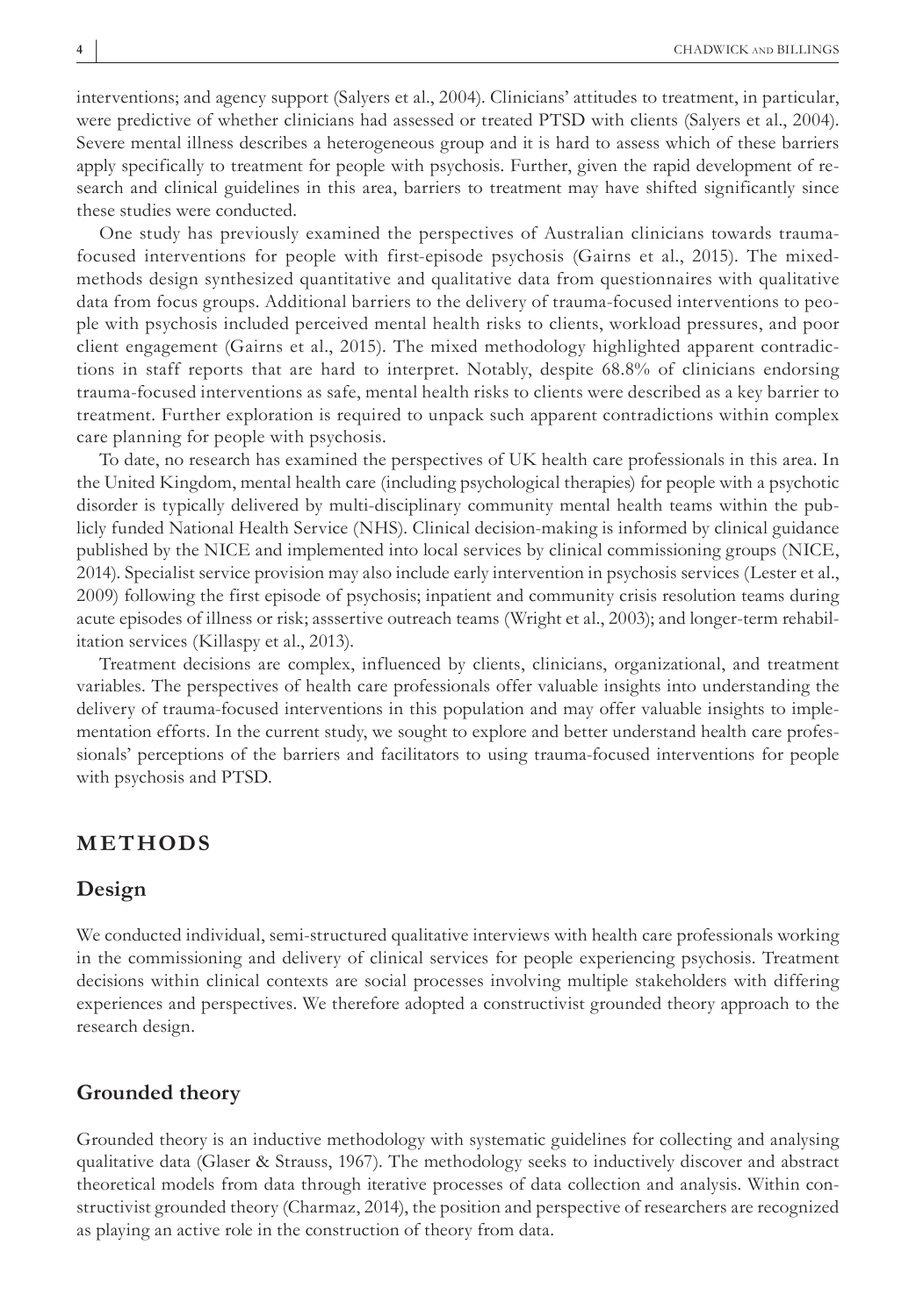interventions; and agency support (Salyers et al., 2004). Clinicians' attitudes to treatment, in particular, were predictive of whether clinicians had assessed or treated PTSD with clients (Salyers et al., 2004). Severe mental illness describes a heterogeneous group and it is hard to assess which of these barriers apply specifically to treatment for people with psychosis. Further, given the rapid development of research and clinical guidelines in this area, barriers to treatment may have shifted significantly since these studies were conducted.

One study has previously examined the perspectives of Australian clinicians towards trauma-focused interventions for people with first-episode psychosis (Gairns et al., 2015). The mixed-methods design synthesized quantitative and qualitative data from questionnaires with qualitative data from focus groups. Additional barriers to the delivery of trauma-focused interventions to people with psychosis included perceived mental health risks to clients, workload pressures, and poor client engagement (Gairns et al., 2015). The mixed methodology highlighted apparent contradictions in staff reports that are hard to interpret. Notably, despite 68.8% of clinicians endorsing trauma-focused interventions as safe, mental health risks to clients were described as a key barrier to treatment. Further exploration is required to unpack such apparent contradictions within complex care planning for people with psychosis.

To date, no research has examined the perspectives of UK health care professionals in this area. In the United Kingdom, mental health care (including psychological therapies) for people with a psychotic disorder is typically delivered by multi-disciplinary community mental health teams within the publicly funded National Health Service (NHS). Clinical decision-making is informed by clinical guidance published by the NICE and implemented into local services by clinical commissioning groups (NICE, 2014). Specialist service provision may also include early intervention in psychosis services (Lester et al., 2009) following the first episode of psychosis; inpatient and community crisis resolution teams during acute episodes of illness or risk; asssertive outreach teams (Wright et al., 2003); and longer-term rehabilitation services (Killaspy et al., 2013).

Treatment decisions are complex, influenced by clients, clinicians, organizational, and treatment variables. The perspectives of health care professionals offer valuable insights into understanding the delivery of trauma-focused interventions in this population and may offer valuable insights to implementation efforts. In the current study, we sought to explore and better understand health care professionals' perceptions of the barriers and facilitators to using trauma-focused interventions for people with psychosis and PTSD.

## METHODS

### Design

We conducted individual, semi-structured qualitative interviews with health care professionals working in the commissioning and delivery of clinical services for people experiencing psychosis. Treatment decisions within clinical contexts are social processes involving multiple stakeholders with differing experiences and perspectives. We therefore adopted a constructivist grounded theory approach to the research design.

### Grounded theory

Grounded theory is an inductive methodology with systematic guidelines for collecting and analysing qualitative data (Glaser & Strauss, 1967). The methodology seeks to inductively discover and abstract theoretical models from data through iterative processes of data collection and analysis. Within constructivist grounded theory (Charmaz, 2014), the position and perspective of researchers are recognized as playing an active role in the construction of theory from data.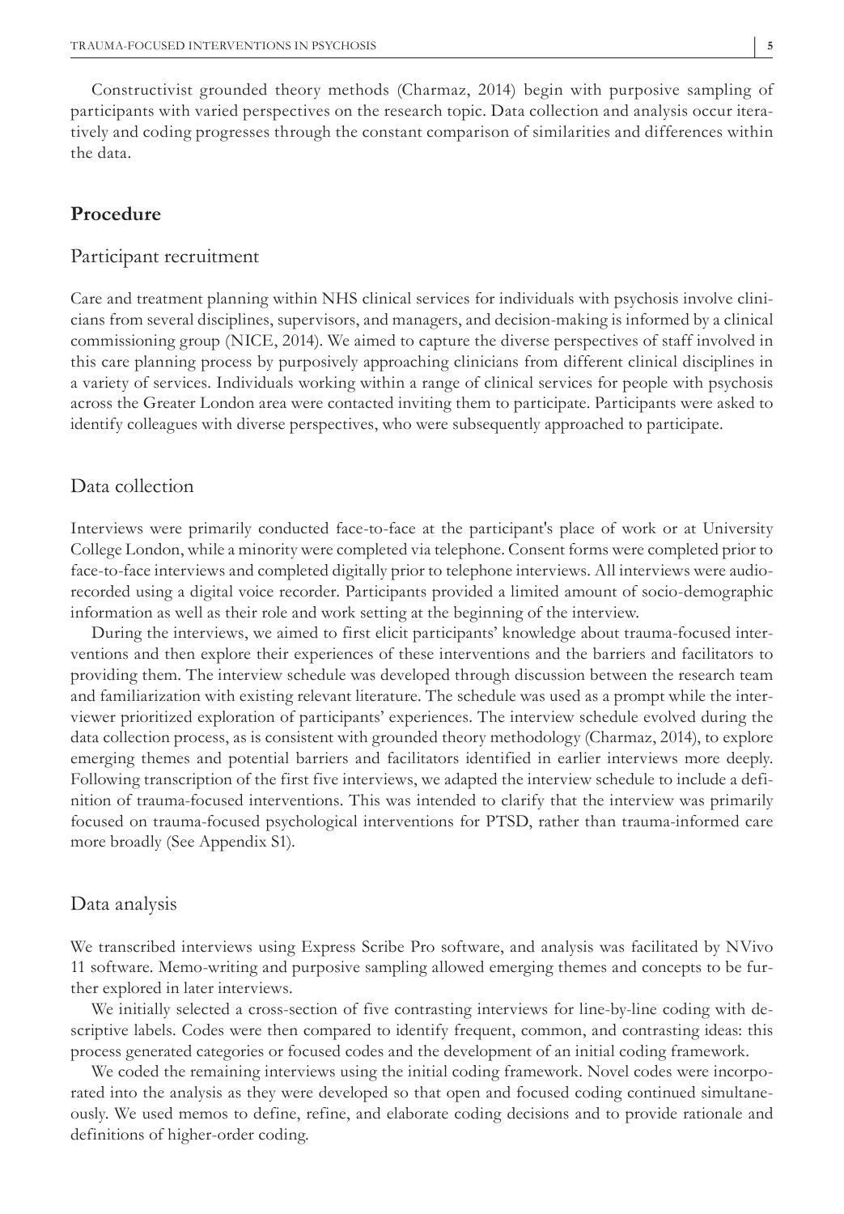Constructivist grounded theory methods (Charmaz, 2014) begin with purposive sampling of participants with varied perspectives on the research topic. Data collection and analysis occur iteratively and coding progresses through the constant comparison of similarities and differences within the data.

## Procedure

### Participant recruitment

Care and treatment planning within NHS clinical services for individuals with psychosis involve clinicians from several disciplines, supervisors, and managers, and decision-making is informed by a clinical commissioning group (NICE, 2014). We aimed to capture the diverse perspectives of staff involved in this care planning process by purposively approaching clinicians from different clinical disciplines in a variety of services. Individuals working within a range of clinical services for people with psychosis across the Greater London area were contacted inviting them to participate. Participants were asked to identify colleagues with diverse perspectives, who were subsequently approached to participate.

### Data collection

Interviews were primarily conducted face-to-face at the participant's place of work or at University College London, while a minority were completed via telephone. Consent forms were completed prior to face-to-face interviews and completed digitally prior to telephone interviews. All interviews were audio-recorded using a digital voice recorder. Participants provided a limited amount of socio-demographic information as well as their role and work setting at the beginning of the interview.

During the interviews, we aimed to first elicit participants' knowledge about trauma-focused interventions and then explore their experiences of these interventions and the barriers and facilitators to providing them. The interview schedule was developed through discussion between the research team and familiarization with existing relevant literature. The schedule was used as a prompt while the interviewer prioritized exploration of participants' experiences. The interview schedule evolved during the data collection process, as is consistent with grounded theory methodology (Charmaz, 2014), to explore emerging themes and potential barriers and facilitators identified in earlier interviews more deeply. Following transcription of the first five interviews, we adapted the interview schedule to include a definition of trauma-focused interventions. This was intended to clarify that the interview was primarily focused on trauma-focused psychological interventions for PTSD, rather than trauma-informed care more broadly (See Appendix S1).

### Data analysis

We transcribed interviews using Express Scribe Pro software, and analysis was facilitated by NVivo 11 software. Memo-writing and purposive sampling allowed emerging themes and concepts to be further explored in later interviews.

We initially selected a cross-section of five contrasting interviews for line-by-line coding with descriptive labels. Codes were then compared to identify frequent, common, and contrasting ideas: this process generated categories or focused codes and the development of an initial coding framework.

We coded the remaining interviews using the initial coding framework. Novel codes were incorporated into the analysis as they were developed so that open and focused coding continued simultaneously. We used memos to define, refine, and elaborate coding decisions and to provide rationale and definitions of higher-order coding.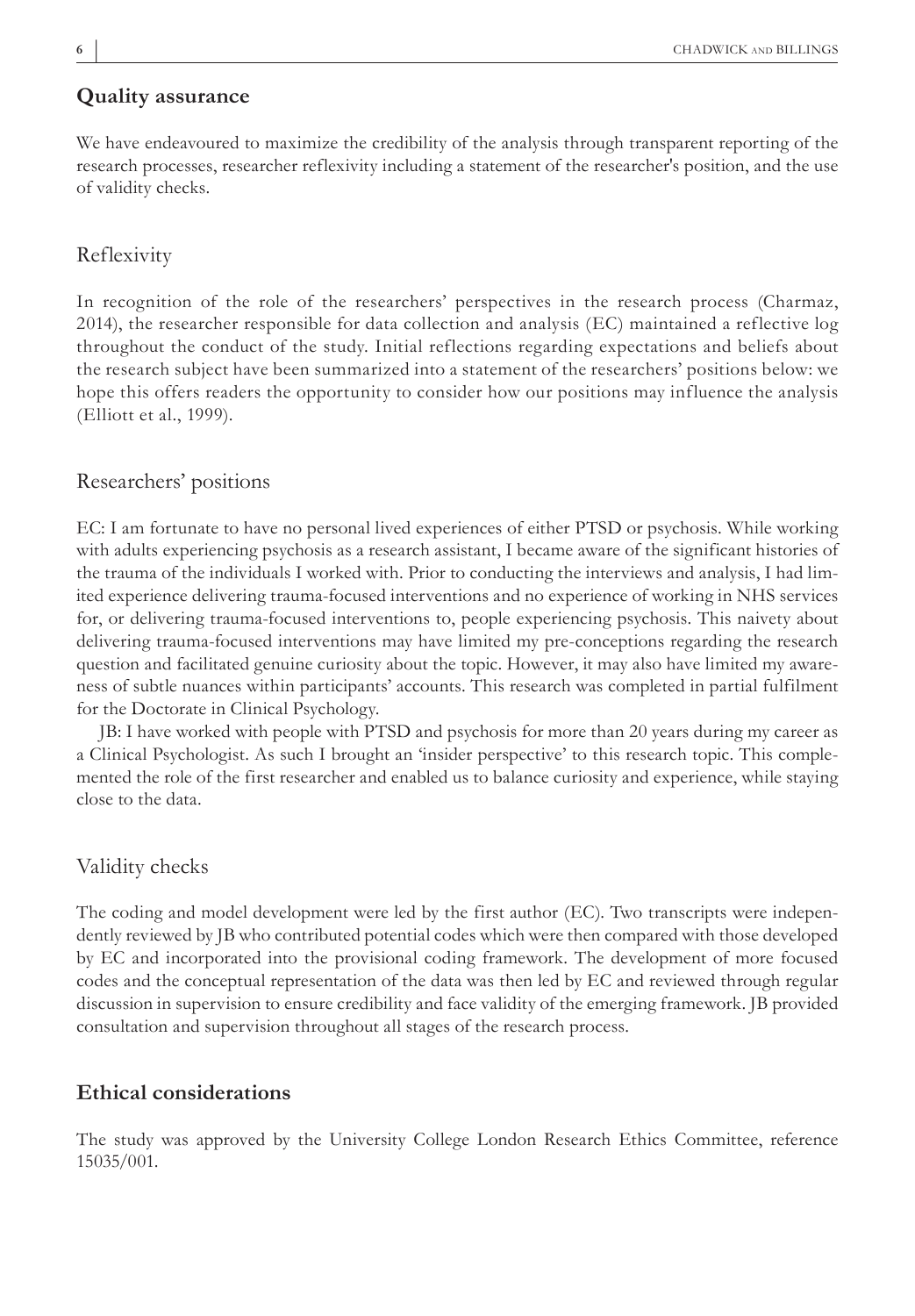## Quality assurance

We have endeavoured to maximize the credibility of the analysis through transparent reporting of the research processes, researcher reflexivity including a statement of the researcher's position, and the use of validity checks.

### Reflexivity

In recognition of the role of the researchers' perspectives in the research process (Charmaz, 2014), the researcher responsible for data collection and analysis (EC) maintained a reflective log throughout the conduct of the study. Initial reflections regarding expectations and beliefs about the research subject have been summarized into a statement of the researchers' positions below: we hope this offers readers the opportunity to consider how our positions may influence the analysis (Elliott et al., 1999).

### Researchers' positions

EC: I am fortunate to have no personal lived experiences of either PTSD or psychosis. While working with adults experiencing psychosis as a research assistant, I became aware of the significant histories of the trauma of the individuals I worked with. Prior to conducting the interviews and analysis, I had limited experience delivering trauma-focused interventions and no experience of working in NHS services for, or delivering trauma-focused interventions to, people experiencing psychosis. This naivety about delivering trauma-focused interventions may have limited my pre-conceptions regarding the research question and facilitated genuine curiosity about the topic. However, it may also have limited my awareness of subtle nuances within participants' accounts. This research was completed in partial fulfilment for the Doctorate in Clinical Psychology.

JB: I have worked with people with PTSD and psychosis for more than 20 years during my career as a Clinical Psychologist. As such I brought an 'insider perspective' to this research topic. This complemented the role of the first researcher and enabled us to balance curiosity and experience, while staying close to the data.

### Validity checks

The coding and model development were led by the first author (EC). Two transcripts were independently reviewed by JB who contributed potential codes which were then compared with those developed by EC and incorporated into the provisional coding framework. The development of more focused codes and the conceptual representation of the data was then led by EC and reviewed through regular discussion in supervision to ensure credibility and face validity of the emerging framework. JB provided consultation and supervision throughout all stages of the research process.

## Ethical considerations

The study was approved by the University College London Research Ethics Committee, reference 15035/001.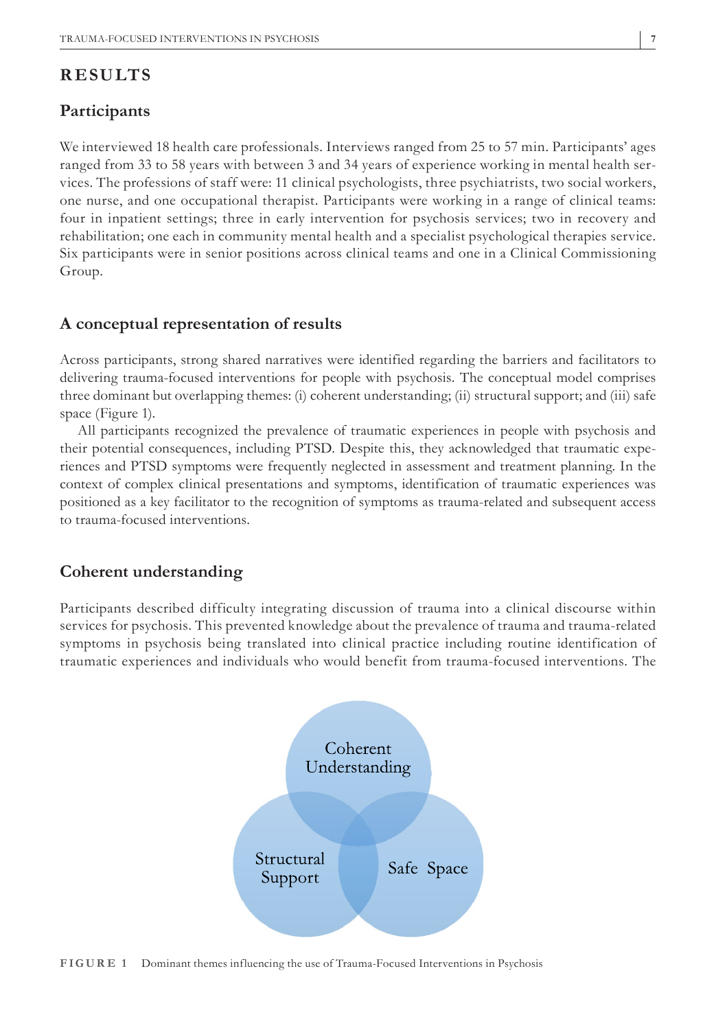## RESULTS

### Participants

We interviewed 18 health care professionals. Interviews ranged from 25 to 57 min. Participants' ages ranged from 33 to 58 years with between 3 and 34 years of experience working in mental health services. The professions of staff were: 11 clinical psychologists, three psychiatrists, two social workers, one nurse, and one occupational therapist. Participants were working in a range of clinical teams: four in inpatient settings; three in early intervention for psychosis services; two in recovery and rehabilitation; one each in community mental health and a specialist psychological therapies service. Six participants were in senior positions across clinical teams and one in a Clinical Commissioning Group.

### A conceptual representation of results

Across participants, strong shared narratives were identified regarding the barriers and facilitators to delivering trauma-focused interventions for people with psychosis. The conceptual model comprises three dominant but overlapping themes: (i) coherent understanding; (ii) structural support; and (iii) safe space (Figure 1).

All participants recognized the prevalence of traumatic experiences in people with psychosis and their potential consequences, including PTSD. Despite this, they acknowledged that traumatic experiences and PTSD symptoms were frequently neglected in assessment and treatment planning. In the context of complex clinical presentations and symptoms, identification of traumatic experiences was positioned as a key facilitator to the recognition of symptoms as trauma-related and subsequent access to trauma-focused interventions.

### Coherent understanding

Participants described difficulty integrating discussion of trauma into a clinical discourse within services for psychosis. This prevented knowledge about the prevalence of trauma and trauma-related symptoms in psychosis being translated into clinical practice including routine identification of traumatic experiences and individuals who would benefit from trauma-focused interventions. The

Coherent Understanding

Structural Support

Safe Space

**FIGURE 1** Dominant themes influencing the use of Trauma-Focused Interventions in Psychosis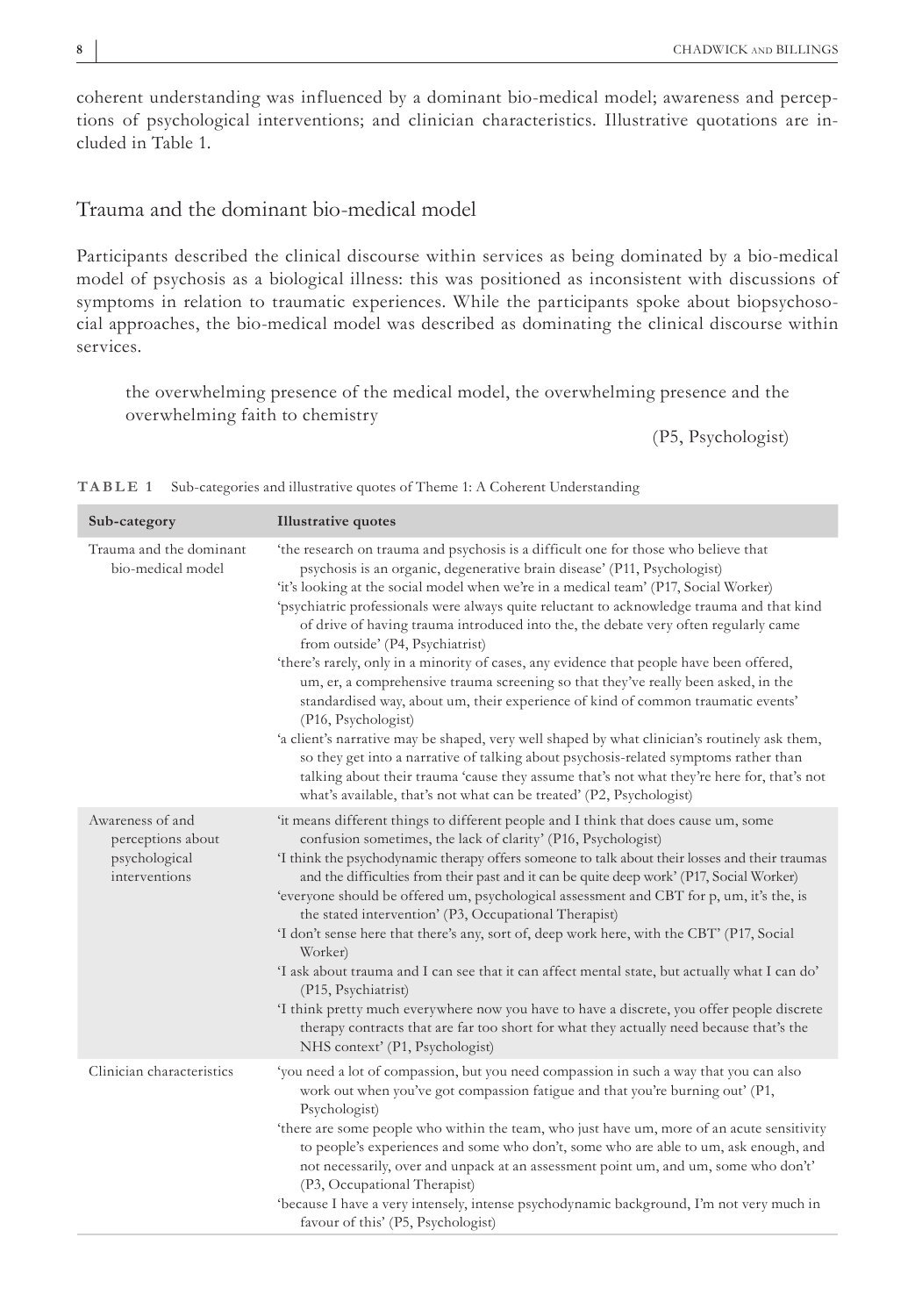coherent understanding was influenced by a dominant bio-medical model; awareness and perceptions of psychological interventions; and clinician characteristics. Illustrative quotations are included in Table 1.

## Trauma and the dominant bio-medical model

Participants described the clinical discourse within services as being dominated by a bio-medical model of psychosis as a biological illness: this was positioned as inconsistent with discussions of symptoms in relation to traumatic experiences. While the participants spoke about biopsychosocial approaches, the bio-medical model was described as dominating the clinical discourse within services.

> the overwhelming presence of the medical model, the overwhelming presence and the overwhelming faith to chemistry
>
> (P5, Psychologist)

**TABLE 1** Sub-categories and illustrative quotes of Theme 1: A Coherent Understanding

| Sub-category | Illustrative quotes |
|---|---|
| Trauma and the dominant bio-medical model | 'the research on trauma and psychosis is a difficult one for those who believe that psychosis is an organic, degenerative brain disease' (P11, Psychologist)<br>'it's looking at the social model when we're in a medical team' (P17, Social Worker)<br>'psychiatric professionals were always quite reluctant to acknowledge trauma and that kind of drive of having trauma introduced into the, the debate very often regularly came from outside' (P4, Psychiatrist)<br>'there's rarely, only in a minority of cases, any evidence that people have been offered, um, er, a comprehensive trauma screening so that they've really been asked, in the standardised way, about um, their experience of kind of common traumatic events' (P16, Psychologist)<br>'a client's narrative may be shaped, very well shaped by what clinician's routinely ask them, so they get into a narrative of talking about psychosis-related symptoms rather than talking about their trauma 'cause they assume that's not what they're here for, that's not what's available, that's not what can be treated' (P2, Psychologist) |
| Awareness of and perceptions about psychological interventions | 'it means different things to different people and I think that does cause um, some confusion sometimes, the lack of clarity' (P16, Psychologist)<br>'I think the psychodynamic therapy offers someone to talk about their losses and their traumas and the difficulties from their past and it can be quite deep work' (P17, Social Worker)<br>'everyone should be offered um, psychological assessment and CBT for p, um, it's the, is the stated intervention' (P3, Occupational Therapist)<br>'I don't sense here that there's any, sort of, deep work here, with the CBT' (P17, Social Worker)<br>'I ask about trauma and I can see that it can affect mental state, but actually what I can do' (P15, Psychiatrist)<br>'I think pretty much everywhere now you have to have a discrete, you offer people discrete therapy contracts that are far too short for what they actually need because that's the NHS context' (P1, Psychologist) |
| Clinician characteristics | 'you need a lot of compassion, but you need compassion in such a way that you can also work out when you've got compassion fatigue and that you're burning out' (P1, Psychologist)<br>'there are some people who within the team, who just have um, more of an acute sensitivity to people's experiences and some who don't, some who are able to um, ask enough, and not necessarily, over and unpack at an assessment point um, and um, some who don't' (P3, Occupational Therapist)<br>'because I have a very intensely, intense psychodynamic background, I'm not very much in favour of this' (P5, Psychologist) |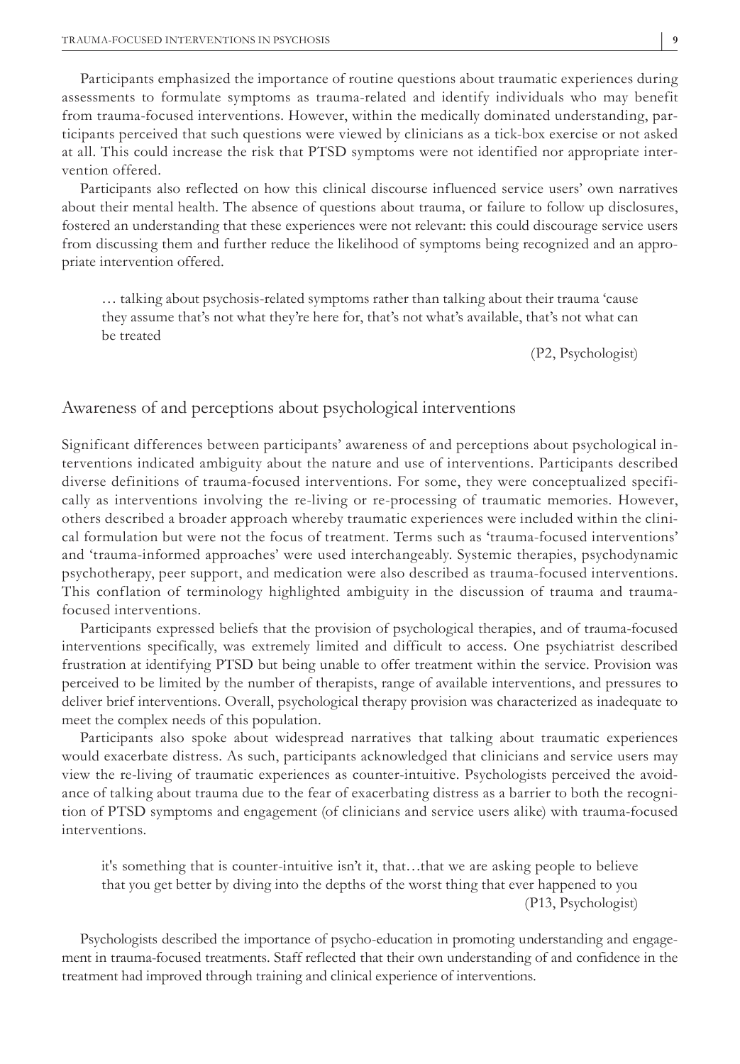Participants emphasized the importance of routine questions about traumatic experiences during assessments to formulate symptoms as trauma-related and identify individuals who may benefit from trauma-focused interventions. However, within the medically dominated understanding, participants perceived that such questions were viewed by clinicians as a tick-box exercise or not asked at all. This could increase the risk that PTSD symptoms were not identified nor appropriate intervention offered.

Participants also reflected on how this clinical discourse influenced service users' own narratives about their mental health. The absence of questions about trauma, or failure to follow up disclosures, fostered an understanding that these experiences were not relevant: this could discourage service users from discussing them and further reduce the likelihood of symptoms being recognized and an appropriate intervention offered.

> … talking about psychosis-related symptoms rather than talking about their trauma 'cause they assume that's not what they're here for, that's not what's available, that's not what can be treated
>
> (P2, Psychologist)

## Awareness of and perceptions about psychological interventions

Significant differences between participants' awareness of and perceptions about psychological interventions indicated ambiguity about the nature and use of interventions. Participants described diverse definitions of trauma-focused interventions. For some, they were conceptualized specifically as interventions involving the re-living or re-processing of traumatic memories. However, others described a broader approach whereby traumatic experiences were included within the clinical formulation but were not the focus of treatment. Terms such as 'trauma-focused interventions' and 'trauma-informed approaches' were used interchangeably. Systemic therapies, psychodynamic psychotherapy, peer support, and medication were also described as trauma-focused interventions. This conflation of terminology highlighted ambiguity in the discussion of trauma and trauma-focused interventions.

Participants expressed beliefs that the provision of psychological therapies, and of trauma-focused interventions specifically, was extremely limited and difficult to access. One psychiatrist described frustration at identifying PTSD but being unable to offer treatment within the service. Provision was perceived to be limited by the number of therapists, range of available interventions, and pressures to deliver brief interventions. Overall, psychological therapy provision was characterized as inadequate to meet the complex needs of this population.

Participants also spoke about widespread narratives that talking about traumatic experiences would exacerbate distress. As such, participants acknowledged that clinicians and service users may view the re-living of traumatic experiences as counter-intuitive. Psychologists perceived the avoidance of talking about trauma due to the fear of exacerbating distress as a barrier to both the recognition of PTSD symptoms and engagement (of clinicians and service users alike) with trauma-focused interventions.

> it's something that is counter-intuitive isn't it, that…that we are asking people to believe that you get better by diving into the depths of the worst thing that ever happened to you
>
> (P13, Psychologist)

Psychologists described the importance of psycho-education in promoting understanding and engagement in trauma-focused treatments. Staff reflected that their own understanding of and confidence in the treatment had improved through training and clinical experience of interventions.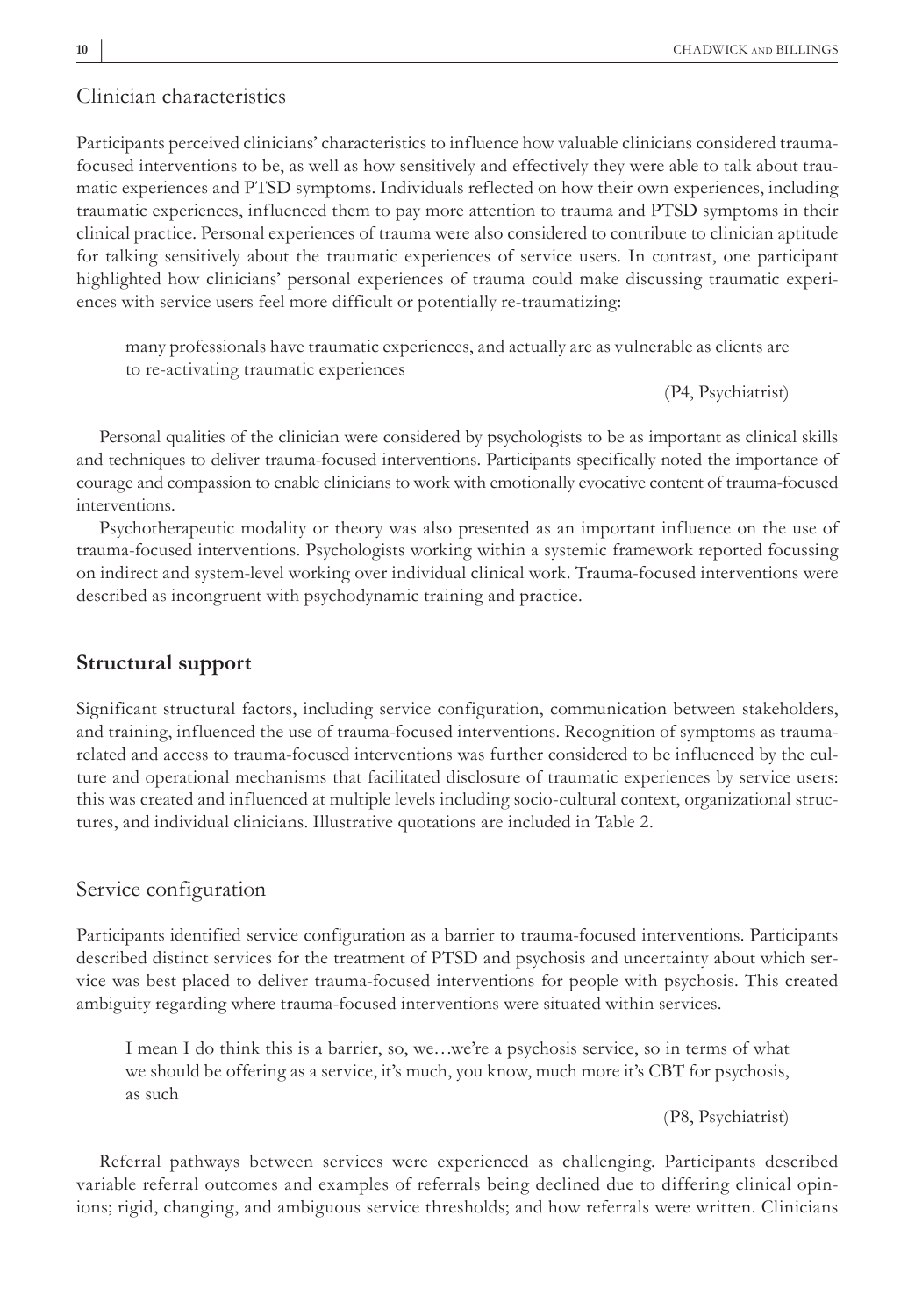### Clinician characteristics

Participants perceived clinicians' characteristics to influence how valuable clinicians considered trauma-focused interventions to be, as well as how sensitively and effectively they were able to talk about traumatic experiences and PTSD symptoms. Individuals reflected on how their own experiences, including traumatic experiences, influenced them to pay more attention to trauma and PTSD symptoms in their clinical practice. Personal experiences of trauma were also considered to contribute to clinician aptitude for talking sensitively about the traumatic experiences of service users. In contrast, one participant highlighted how clinicians' personal experiences of trauma could make discussing traumatic experiences with service users feel more difficult or potentially re-traumatizing:

> many professionals have traumatic experiences, and actually are as vulnerable as clients are to re-activating traumatic experiences
>
> (P4, Psychiatrist)

Personal qualities of the clinician were considered by psychologists to be as important as clinical skills and techniques to deliver trauma-focused interventions. Participants specifically noted the importance of courage and compassion to enable clinicians to work with emotionally evocative content of trauma-focused interventions.

Psychotherapeutic modality or theory was also presented as an important influence on the use of trauma-focused interventions. Psychologists working within a systemic framework reported focussing on indirect and system-level working over individual clinical work. Trauma-focused interventions were described as incongruent with psychodynamic training and practice.

## Structural support

Significant structural factors, including service configuration, communication between stakeholders, and training, influenced the use of trauma-focused interventions. Recognition of symptoms as trauma-related and access to trauma-focused interventions was further considered to be influenced by the culture and operational mechanisms that facilitated disclosure of traumatic experiences by service users: this was created and influenced at multiple levels including socio-cultural context, organizational structures, and individual clinicians. Illustrative quotations are included in Table 2.

### Service configuration

Participants identified service configuration as a barrier to trauma-focused interventions. Participants described distinct services for the treatment of PTSD and psychosis and uncertainty about which service was best placed to deliver trauma-focused interventions for people with psychosis. This created ambiguity regarding where trauma-focused interventions were situated within services.

> I mean I do think this is a barrier, so, we…we're a psychosis service, so in terms of what we should be offering as a service, it's much, you know, much more it's CBT for psychosis, as such
>
> (P8, Psychiatrist)

Referral pathways between services were experienced as challenging. Participants described variable referral outcomes and examples of referrals being declined due to differing clinical opinions; rigid, changing, and ambiguous service thresholds; and how referrals were written. Clinicians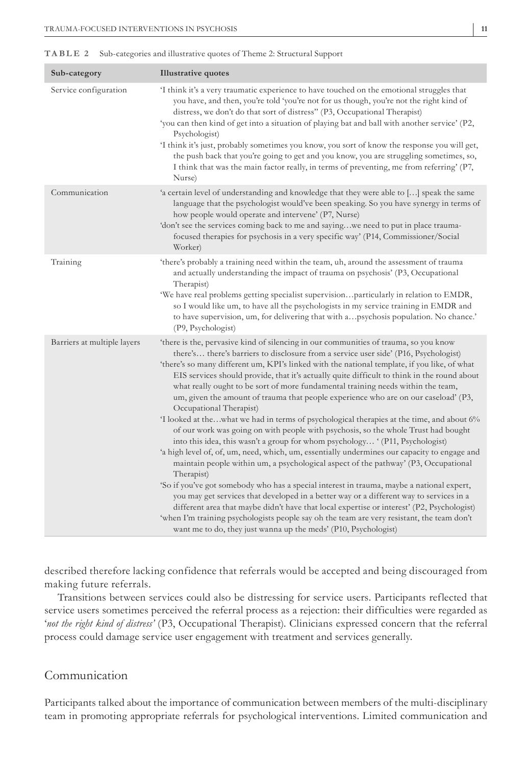**TABLE 2** Sub-categories and illustrative quotes of Theme 2: Structural Support

| Sub-category | Illustrative quotes |
|---|---|
| Service configuration | 'I think it's a very traumatic experience to have touched on the emotional struggles that you have, and then, you're told 'you're not for us though, you're not the right kind of distress, we don't do that sort of distress'' (P3, Occupational Therapist)<br>'you can then kind of get into a situation of playing bat and ball with another service' (P2, Psychologist)<br>'I think it's just, probably sometimes you know, you sort of know the response you will get, the push back that you're going to get and you know, you are struggling sometimes, so, I think that was the main factor really, in terms of preventing, me from referring' (P7, Nurse) |
| Communication | 'a certain level of understanding and knowledge that they were able to […] speak the same language that the psychologist would've been speaking. So you have synergy in terms of how people would operate and intervene' (P7, Nurse)<br>'don't see the services coming back to me and saying…we need to put in place trauma-focused therapies for psychosis in a very specific way' (P14, Commissioner/Social Worker) |
| Training | 'there's probably a training need within the team, uh, around the assessment of trauma and actually understanding the impact of trauma on psychosis' (P3, Occupational Therapist)<br>'We have real problems getting specialist supervision…particularly in relation to EMDR, so I would like um, to have all the psychologists in my service training in EMDR and to have supervision, um, for delivering that with a…psychosis population. No chance.' (P9, Psychologist) |
| Barriers at multiple layers | 'there is the, pervasive kind of silencing in our communities of trauma, so you know there's… there's barriers to disclosure from a service user side' (P16, Psychologist)<br>'there's so many different um, KPI's linked with the national template, if you like, of what EIS services should provide, that it's actually quite difficult to think in the round about what really ought to be sort of more fundamental training needs within the team, um, given the amount of trauma that people experience who are on our caseload' (P3, Occupational Therapist)<br>'I looked at the…what we had in terms of psychological therapies at the time, and about 6% of our work was going on with people with psychosis, so the whole Trust had bought into this idea, this wasn't a group for whom psychology… ' (P11, Psychologist)<br>'a high level of, of, um, need, which, um, essentially undermines our capacity to engage and maintain people within um, a psychological aspect of the pathway' (P3, Occupational Therapist)<br>'So if you've got somebody who has a special interest in trauma, maybe a national expert, you may get services that developed in a better way or a different way to services in a different area that maybe didn't have that local expertise or interest' (P2, Psychologist)<br>'when I'm training psychologists people say oh the team are very resistant, the team don't want me to do, they just wanna up the meds' (P10, Psychologist) |

described therefore lacking confidence that referrals would be accepted and being discouraged from making future referrals.

Transitions between services could also be distressing for service users. Participants reflected that service users sometimes perceived the referral process as a rejection: their difficulties were regarded as '*not the right kind of distress'* (P3, Occupational Therapist). Clinicians expressed concern that the referral process could damage service user engagement with treatment and services generally.

## Communication

Participants talked about the importance of communication between members of the multi-disciplinary team in promoting appropriate referrals for psychological interventions. Limited communication and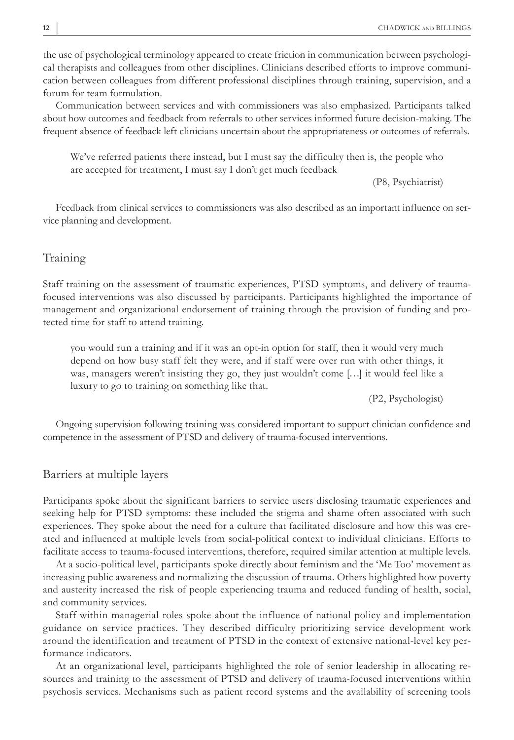the use of psychological terminology appeared to create friction in communication between psychological therapists and colleagues from other disciplines. Clinicians described efforts to improve communication between colleagues from different professional disciplines through training, supervision, and a forum for team formulation.

Communication between services and with commissioners was also emphasized. Participants talked about how outcomes and feedback from referrals to other services informed future decision-making. The frequent absence of feedback left clinicians uncertain about the appropriateness or outcomes of referrals.

> We've referred patients there instead, but I must say the difficulty then is, the people who are accepted for treatment, I must say I don't get much feedback
>
> (P8, Psychiatrist)

Feedback from clinical services to commissioners was also described as an important influence on service planning and development.

## Training

Staff training on the assessment of traumatic experiences, PTSD symptoms, and delivery of trauma-focused interventions was also discussed by participants. Participants highlighted the importance of management and organizational endorsement of training through the provision of funding and protected time for staff to attend training.

> you would run a training and if it was an opt-in option for staff, then it would very much depend on how busy staff felt they were, and if staff were over run with other things, it was, managers weren't insisting they go, they just wouldn't come […] it would feel like a luxury to go to training on something like that.
>
> (P2, Psychologist)

Ongoing supervision following training was considered important to support clinician confidence and competence in the assessment of PTSD and delivery of trauma-focused interventions.

## Barriers at multiple layers

Participants spoke about the significant barriers to service users disclosing traumatic experiences and seeking help for PTSD symptoms: these included the stigma and shame often associated with such experiences. They spoke about the need for a culture that facilitated disclosure and how this was created and influenced at multiple levels from social-political context to individual clinicians. Efforts to facilitate access to trauma-focused interventions, therefore, required similar attention at multiple levels.

At a socio-political level, participants spoke directly about feminism and the 'Me Too' movement as increasing public awareness and normalizing the discussion of trauma. Others highlighted how poverty and austerity increased the risk of people experiencing trauma and reduced funding of health, social, and community services.

Staff within managerial roles spoke about the influence of national policy and implementation guidance on service practices. They described difficulty prioritizing service development work around the identification and treatment of PTSD in the context of extensive national-level key performance indicators.

At an organizational level, participants highlighted the role of senior leadership in allocating resources and training to the assessment of PTSD and delivery of trauma-focused interventions within psychosis services. Mechanisms such as patient record systems and the availability of screening tools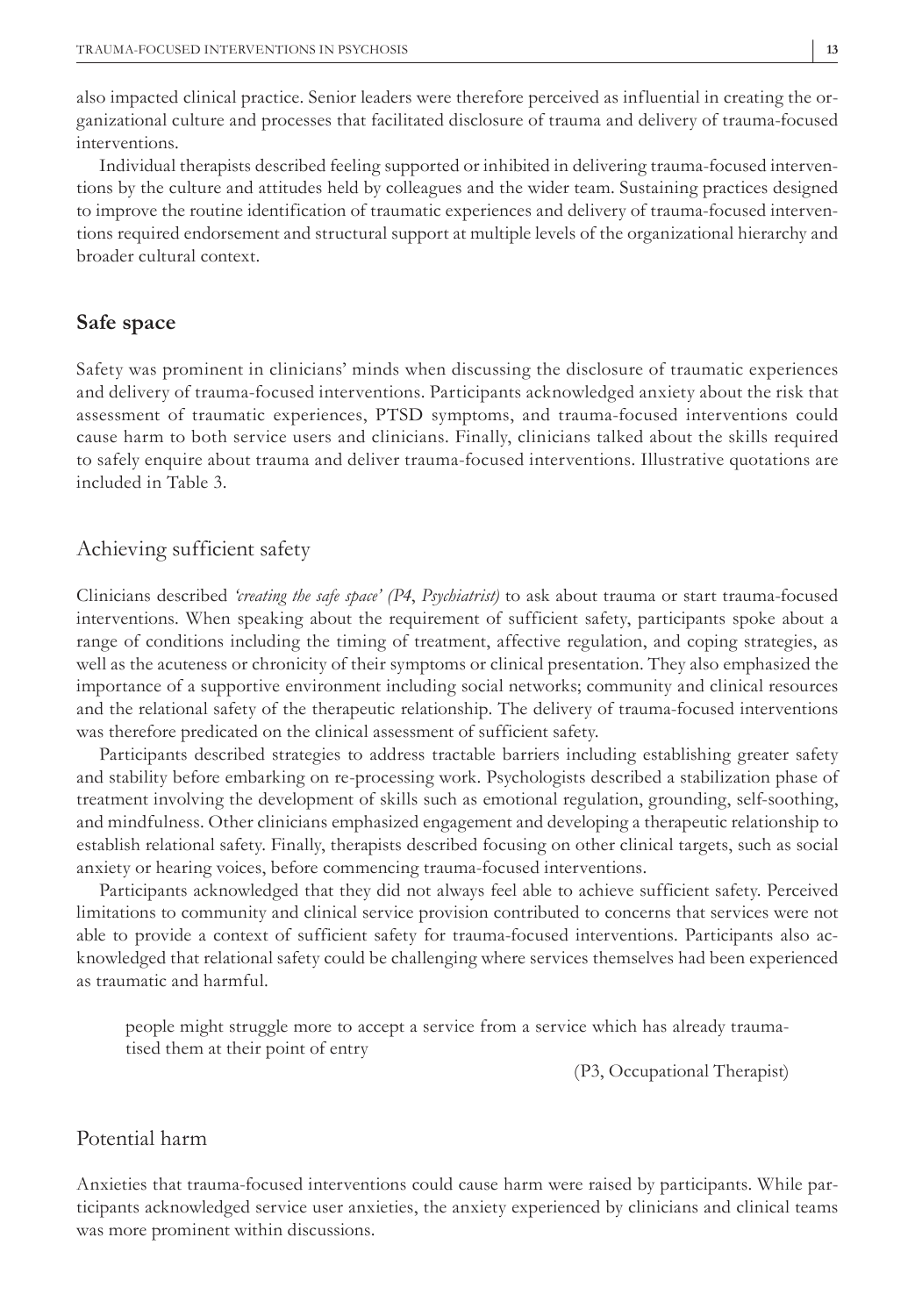also impacted clinical practice. Senior leaders were therefore perceived as influential in creating the organizational culture and processes that facilitated disclosure of trauma and delivery of trauma-focused interventions.

Individual therapists described feeling supported or inhibited in delivering trauma-focused interventions by the culture and attitudes held by colleagues and the wider team. Sustaining practices designed to improve the routine identification of traumatic experiences and delivery of trauma-focused interventions required endorsement and structural support at multiple levels of the organizational hierarchy and broader cultural context.

## Safe space

Safety was prominent in clinicians' minds when discussing the disclosure of traumatic experiences and delivery of trauma-focused interventions. Participants acknowledged anxiety about the risk that assessment of traumatic experiences, PTSD symptoms, and trauma-focused interventions could cause harm to both service users and clinicians. Finally, clinicians talked about the skills required to safely enquire about trauma and deliver trauma-focused interventions. Illustrative quotations are included in Table 3.

### Achieving sufficient safety

Clinicians described *'creating the safe space' (P4, Psychiatrist)* to ask about trauma or start trauma-focused interventions. When speaking about the requirement of sufficient safety, participants spoke about a range of conditions including the timing of treatment, affective regulation, and coping strategies, as well as the acuteness or chronicity of their symptoms or clinical presentation. They also emphasized the importance of a supportive environment including social networks; community and clinical resources and the relational safety of the therapeutic relationship. The delivery of trauma-focused interventions was therefore predicated on the clinical assessment of sufficient safety.

Participants described strategies to address tractable barriers including establishing greater safety and stability before embarking on re-processing work. Psychologists described a stabilization phase of treatment involving the development of skills such as emotional regulation, grounding, self-soothing, and mindfulness. Other clinicians emphasized engagement and developing a therapeutic relationship to establish relational safety. Finally, therapists described focusing on other clinical targets, such as social anxiety or hearing voices, before commencing trauma-focused interventions.

Participants acknowledged that they did not always feel able to achieve sufficient safety. Perceived limitations to community and clinical service provision contributed to concerns that services were not able to provide a context of sufficient safety for trauma-focused interventions. Participants also acknowledged that relational safety could be challenging where services themselves had been experienced as traumatic and harmful.

> people might struggle more to accept a service from a service which has already traumatised them at their point of entry
>
> (P3, Occupational Therapist)

### Potential harm

Anxieties that trauma-focused interventions could cause harm were raised by participants. While participants acknowledged service user anxieties, the anxiety experienced by clinicians and clinical teams was more prominent within discussions.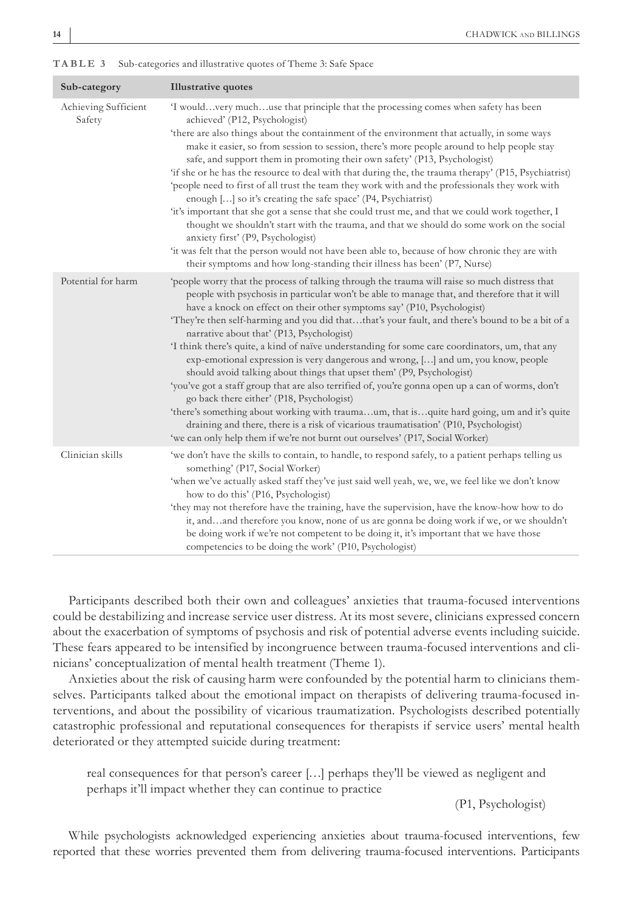**TABLE 3** Sub-categories and illustrative quotes of Theme 3: Safe Space

| Sub-category | Illustrative quotes |
| --- | --- |
| Achieving Sufficient Safety | 'I would…very much…use that principle that the processing comes when safety has been achieved' (P12, Psychologist)<br>'there are also things about the containment of the environment that actually, in some ways make it easier, so from session to session, there's more people around to help people stay safe, and support them in promoting their own safety' (P13, Psychologist)<br>'if she or he has the resource to deal with that during the, the trauma therapy' (P15, Psychiatrist)<br>'people need to first of all trust the team they work with and the professionals they work with enough […] so it's creating the safe space' (P4, Psychiatrist)<br>'it's important that she got a sense that she could trust me, and that we could work together, I thought we shouldn't start with the trauma, and that we should do some work on the social anxiety first' (P9, Psychologist)<br>'it was felt that the person would not have been able to, because of how chronic they are with their symptoms and how long-standing their illness has been' (P7, Nurse) |
| Potential for harm | 'people worry that the process of talking through the trauma will raise so much distress that people with psychosis in particular won't be able to manage that, and therefore that it will have a knock on effect on their other symptoms say' (P10, Psychologist)<br>'They're then self-harming and you did that…that's your fault, and there's bound to be a bit of a narrative about that' (P13, Psychologist)<br>'I think there's quite, a kind of naïve understanding for some care coordinators, um, that any exp-emotional expression is very dangerous and wrong, […] and um, you know, people should avoid talking about things that upset them' (P9, Psychologist)<br>'you've got a staff group that are also terrified of, you're gonna open up a can of worms, don't go back there either' (P18, Psychologist)<br>'there's something about working with trauma…um, that is…quite hard going, um and it's quite draining and there, there is a risk of vicarious traumatisation' (P10, Psychologist)<br>'we can only help them if we're not burnt out ourselves' (P17, Social Worker) |
| Clinician skills | 'we don't have the skills to contain, to handle, to respond safely, to a patient perhaps telling us something' (P17, Social Worker)<br>'when we've actually asked staff they've just said well yeah, we, we, we feel like we don't know how to do this' (P16, Psychologist)<br>'they may not therefore have the training, have the supervision, have the know-how how to do it, and…and therefore you know, none of us are gonna be doing work if we, or we shouldn't be doing work if we're not competent to be doing it, it's important that we have those competencies to be doing the work' (P10, Psychologist) |

Participants described both their own and colleagues' anxieties that trauma-focused interventions could be destabilizing and increase service user distress. At its most severe, clinicians expressed concern about the exacerbation of symptoms of psychosis and risk of potential adverse events including suicide. These fears appeared to be intensified by incongruence between trauma-focused interventions and clinicians' conceptualization of mental health treatment (Theme 1).

Anxieties about the risk of causing harm were confounded by the potential harm to clinicians themselves. Participants talked about the emotional impact on therapists of delivering trauma-focused interventions, and about the possibility of vicarious traumatization. Psychologists described potentially catastrophic professional and reputational consequences for therapists if service users' mental health deteriorated or they attempted suicide during treatment:

> real consequences for that person's career […] perhaps they'll be viewed as negligent and perhaps it'll impact whether they can continue to practice
>
> (P1, Psychologist)

While psychologists acknowledged experiencing anxieties about trauma-focused interventions, few reported that these worries prevented them from delivering trauma-focused interventions. Participants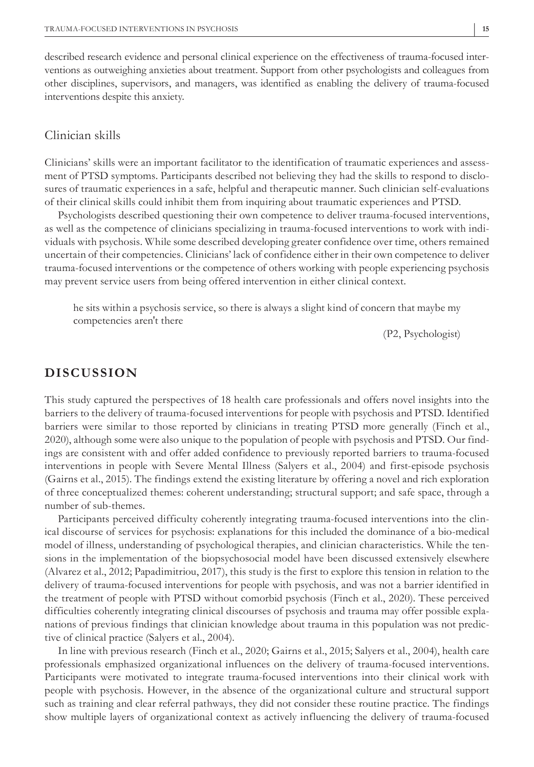described research evidence and personal clinical experience on the effectiveness of trauma-focused interventions as outweighing anxieties about treatment. Support from other psychologists and colleagues from other disciplines, supervisors, and managers, was identified as enabling the delivery of trauma-focused interventions despite this anxiety.

### Clinician skills

Clinicians' skills were an important facilitator to the identification of traumatic experiences and assessment of PTSD symptoms. Participants described not believing they had the skills to respond to disclosures of traumatic experiences in a safe, helpful and therapeutic manner. Such clinician self-evaluations of their clinical skills could inhibit them from inquiring about traumatic experiences and PTSD.

Psychologists described questioning their own competence to deliver trauma-focused interventions, as well as the competence of clinicians specializing in trauma-focused interventions to work with individuals with psychosis. While some described developing greater confidence over time, others remained uncertain of their competencies. Clinicians' lack of confidence either in their own competence to deliver trauma-focused interventions or the competence of others working with people experiencing psychosis may prevent service users from being offered intervention in either clinical context.

> he sits within a psychosis service, so there is always a slight kind of concern that maybe my competencies aren't there
>
> (P2, Psychologist)

## DISCUSSION

This study captured the perspectives of 18 health care professionals and offers novel insights into the barriers to the delivery of trauma-focused interventions for people with psychosis and PTSD. Identified barriers were similar to those reported by clinicians in treating PTSD more generally (Finch et al., 2020), although some were also unique to the population of people with psychosis and PTSD. Our findings are consistent with and offer added confidence to previously reported barriers to trauma-focused interventions in people with Severe Mental Illness (Salyers et al., 2004) and first-episode psychosis (Gairns et al., 2015). The findings extend the existing literature by offering a novel and rich exploration of three conceptualized themes: coherent understanding; structural support; and safe space, through a number of sub-themes.

Participants perceived difficulty coherently integrating trauma-focused interventions into the clinical discourse of services for psychosis: explanations for this included the dominance of a bio-medical model of illness, understanding of psychological therapies, and clinician characteristics. While the tensions in the implementation of the biopsychosocial model have been discussed extensively elsewhere (Alvarez et al., 2012; Papadimitriou, 2017), this study is the first to explore this tension in relation to the delivery of trauma-focused interventions for people with psychosis, and was not a barrier identified in the treatment of people with PTSD without comorbid psychosis (Finch et al., 2020). These perceived difficulties coherently integrating clinical discourses of psychosis and trauma may offer possible explanations of previous findings that clinician knowledge about trauma in this population was not predictive of clinical practice (Salyers et al., 2004).

In line with previous research (Finch et al., 2020; Gairns et al., 2015; Salyers et al., 2004), health care professionals emphasized organizational influences on the delivery of trauma-focused interventions. Participants were motivated to integrate trauma-focused interventions into their clinical work with people with psychosis. However, in the absence of the organizational culture and structural support such as training and clear referral pathways, they did not consider these routine practice. The findings show multiple layers of organizational context as actively influencing the delivery of trauma-focused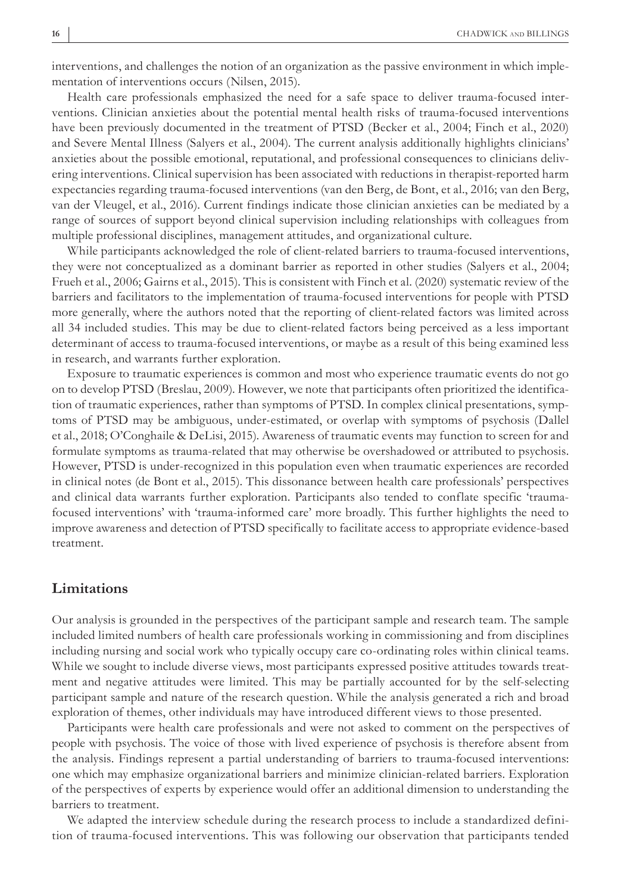interventions, and challenges the notion of an organization as the passive environment in which implementation of interventions occurs (Nilsen, 2015).

Health care professionals emphasized the need for a safe space to deliver trauma-focused interventions. Clinician anxieties about the potential mental health risks of trauma-focused interventions have been previously documented in the treatment of PTSD (Becker et al., 2004; Finch et al., 2020) and Severe Mental Illness (Salyers et al., 2004). The current analysis additionally highlights clinicians' anxieties about the possible emotional, reputational, and professional consequences to clinicians delivering interventions. Clinical supervision has been associated with reductions in therapist-reported harm expectancies regarding trauma-focused interventions (van den Berg, de Bont, et al., 2016; van den Berg, van der Vleugel, et al., 2016). Current findings indicate those clinician anxieties can be mediated by a range of sources of support beyond clinical supervision including relationships with colleagues from multiple professional disciplines, management attitudes, and organizational culture.

While participants acknowledged the role of client-related barriers to trauma-focused interventions, they were not conceptualized as a dominant barrier as reported in other studies (Salyers et al., 2004; Frueh et al., 2006; Gairns et al., 2015). This is consistent with Finch et al. (2020) systematic review of the barriers and facilitators to the implementation of trauma-focused interventions for people with PTSD more generally, where the authors noted that the reporting of client-related factors was limited across all 34 included studies. This may be due to client-related factors being perceived as a less important determinant of access to trauma-focused interventions, or maybe as a result of this being examined less in research, and warrants further exploration.

Exposure to traumatic experiences is common and most who experience traumatic events do not go on to develop PTSD (Breslau, 2009). However, we note that participants often prioritized the identification of traumatic experiences, rather than symptoms of PTSD. In complex clinical presentations, symptoms of PTSD may be ambiguous, under-estimated, or overlap with symptoms of psychosis (Dallel et al., 2018; O'Conghaile & DeLisi, 2015). Awareness of traumatic events may function to screen for and formulate symptoms as trauma-related that may otherwise be overshadowed or attributed to psychosis. However, PTSD is under-recognized in this population even when traumatic experiences are recorded in clinical notes (de Bont et al., 2015). This dissonance between health care professionals' perspectives and clinical data warrants further exploration. Participants also tended to conflate specific 'trauma-focused interventions' with 'trauma-informed care' more broadly. This further highlights the need to improve awareness and detection of PTSD specifically to facilitate access to appropriate evidence-based treatment.

## Limitations

Our analysis is grounded in the perspectives of the participant sample and research team. The sample included limited numbers of health care professionals working in commissioning and from disciplines including nursing and social work who typically occupy care co-ordinating roles within clinical teams. While we sought to include diverse views, most participants expressed positive attitudes towards treatment and negative attitudes were limited. This may be partially accounted for by the self-selecting participant sample and nature of the research question. While the analysis generated a rich and broad exploration of themes, other individuals may have introduced different views to those presented.

Participants were health care professionals and were not asked to comment on the perspectives of people with psychosis. The voice of those with lived experience of psychosis is therefore absent from the analysis. Findings represent a partial understanding of barriers to trauma-focused interventions: one which may emphasize organizational barriers and minimize clinician-related barriers. Exploration of the perspectives of experts by experience would offer an additional dimension to understanding the barriers to treatment.

We adapted the interview schedule during the research process to include a standardized definition of trauma-focused interventions. This was following our observation that participants tended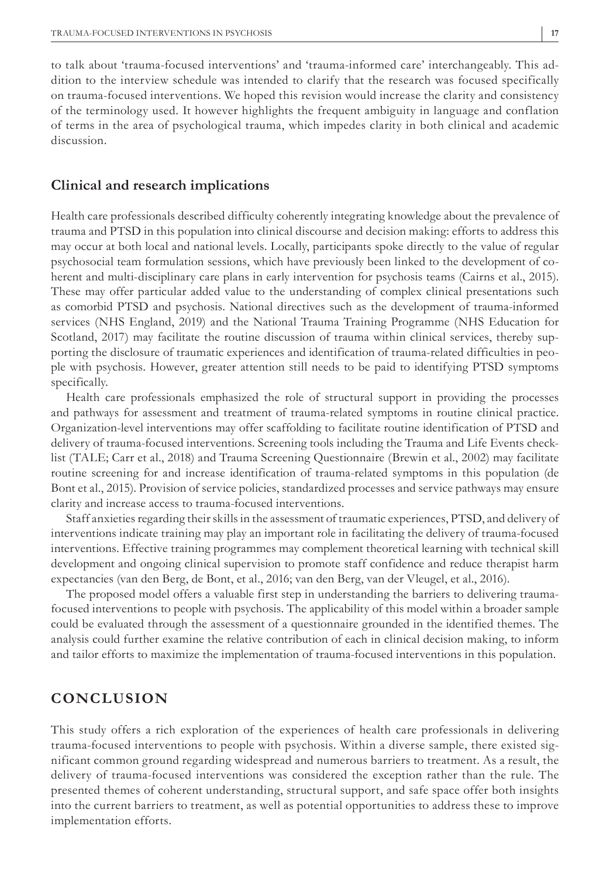to talk about 'trauma-focused interventions' and 'trauma-informed care' interchangeably. This addition to the interview schedule was intended to clarify that the research was focused specifically on trauma-focused interventions. We hoped this revision would increase the clarity and consistency of the terminology used. It however highlights the frequent ambiguity in language and conflation of terms in the area of psychological trauma, which impedes clarity in both clinical and academic discussion.

## Clinical and research implications

Health care professionals described difficulty coherently integrating knowledge about the prevalence of trauma and PTSD in this population into clinical discourse and decision making: efforts to address this may occur at both local and national levels. Locally, participants spoke directly to the value of regular psychosocial team formulation sessions, which have previously been linked to the development of coherent and multi-disciplinary care plans in early intervention for psychosis teams (Cairns et al., 2015). These may offer particular added value to the understanding of complex clinical presentations such as comorbid PTSD and psychosis. National directives such as the development of trauma-informed services (NHS England, 2019) and the National Trauma Training Programme (NHS Education for Scotland, 2017) may facilitate the routine discussion of trauma within clinical services, thereby supporting the disclosure of traumatic experiences and identification of trauma-related difficulties in people with psychosis. However, greater attention still needs to be paid to identifying PTSD symptoms specifically.

Health care professionals emphasized the role of structural support in providing the processes and pathways for assessment and treatment of trauma-related symptoms in routine clinical practice. Organization-level interventions may offer scaffolding to facilitate routine identification of PTSD and delivery of trauma-focused interventions. Screening tools including the Trauma and Life Events checklist (TALE; Carr et al., 2018) and Trauma Screening Questionnaire (Brewin et al., 2002) may facilitate routine screening for and increase identification of trauma-related symptoms in this population (de Bont et al., 2015). Provision of service policies, standardized processes and service pathways may ensure clarity and increase access to trauma-focused interventions.

Staff anxieties regarding their skills in the assessment of traumatic experiences, PTSD, and delivery of interventions indicate training may play an important role in facilitating the delivery of trauma-focused interventions. Effective training programmes may complement theoretical learning with technical skill development and ongoing clinical supervision to promote staff confidence and reduce therapist harm expectancies (van den Berg, de Bont, et al., 2016; van den Berg, van der Vleugel, et al., 2016).

The proposed model offers a valuable first step in understanding the barriers to delivering trauma-focused interventions to people with psychosis. The applicability of this model within a broader sample could be evaluated through the assessment of a questionnaire grounded in the identified themes. The analysis could further examine the relative contribution of each in clinical decision making, to inform and tailor efforts to maximize the implementation of trauma-focused interventions in this population.

# CONCLUSION

This study offers a rich exploration of the experiences of health care professionals in delivering trauma-focused interventions to people with psychosis. Within a diverse sample, there existed significant common ground regarding widespread and numerous barriers to treatment. As a result, the delivery of trauma-focused interventions was considered the exception rather than the rule. The presented themes of coherent understanding, structural support, and safe space offer both insights into the current barriers to treatment, as well as potential opportunities to address these to improve implementation efforts.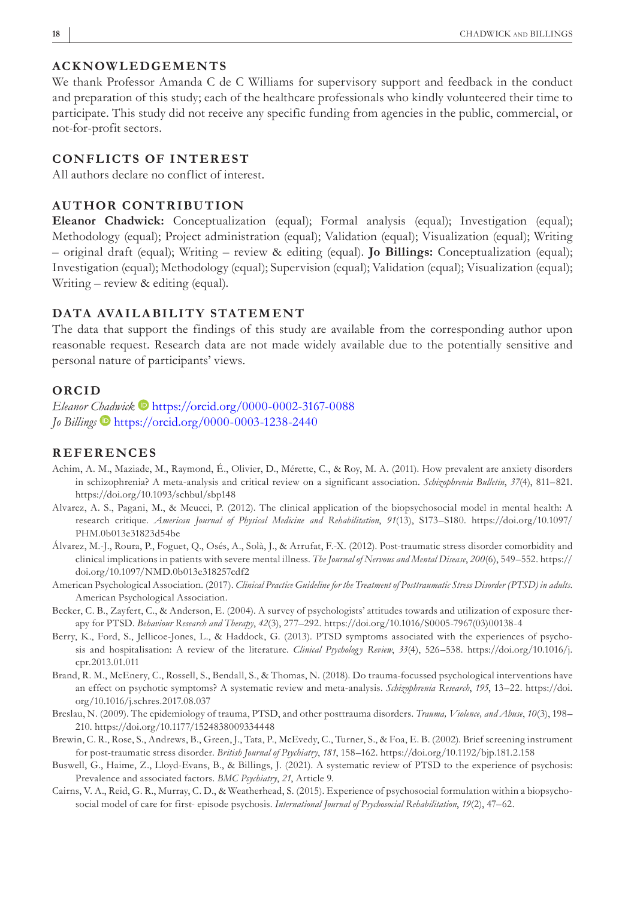## ACKNOWLEDGEMENTS

We thank Professor Amanda C de C Williams for supervisory support and feedback in the conduct and preparation of this study; each of the healthcare professionals who kindly volunteered their time to participate. This study did not receive any specific funding from agencies in the public, commercial, or not-for-profit sectors.

## CONFLICTS OF INTEREST

All authors declare no conflict of interest.

## AUTHOR CONTRIBUTION

**Eleanor Chadwick:** Conceptualization (equal); Formal analysis (equal); Investigation (equal); Methodology (equal); Project administration (equal); Validation (equal); Visualization (equal); Writing – original draft (equal); Writing – review & editing (equal). **Jo Billings:** Conceptualization (equal); Investigation (equal); Methodology (equal); Supervision (equal); Validation (equal); Visualization (equal); Writing – review & editing (equal).

## DATA AVAILABILITY STATEMENT

The data that support the findings of this study are available from the corresponding author upon reasonable request. Research data are not made widely available due to the potentially sensitive and personal nature of participants' views.

## ORCID

*Eleanor Chadwick* https://orcid.org/0000-0002-3167-0088
*Jo Billings* https://orcid.org/0000-0003-1238-2440

## REFERENCES

Achim, A. M., Maziade, M., Raymond, É., Olivier, D., Mérette, C., & Roy, M. A. (2011). How prevalent are anxiety disorders in schizophrenia? A meta-analysis and critical review on a significant association. *Schizophrenia Bulletin*, *37*(4), 811–821. https://doi.org/10.1093/schbul/sbp148

Alvarez, A. S., Pagani, M., & Meucci, P. (2012). The clinical application of the biopsychosocial model in mental health: A research critique. *American Journal of Physical Medicine and Rehabilitation*, *91*(13), S173–S180. https://doi.org/10.1097/PHM.0b013e31823d54be

Álvarez, M.-J., Roura, P., Foguet, Q., Osés, A., Solà, J., & Arrufat, F.-X. (2012). Post-traumatic stress disorder comorbidity and clinical implications in patients with severe mental illness. *The Journal of Nervous and Mental Disease*, *200*(6), 549–552. https://doi.org/10.1097/NMD.0b013e318257cdf2

American Psychological Association. (2017). *Clinical Practice Guideline for the Treatment of Posttraumatic Stress Disorder (PTSD) in adults*. American Psychological Association.

Becker, C. B., Zayfert, C., & Anderson, E. (2004). A survey of psychologists' attitudes towards and utilization of exposure therapy for PTSD. *Behaviour Research and Therapy*, *42*(3), 277–292. https://doi.org/10.1016/S0005-7967(03)00138-4

Berry, K., Ford, S., Jellicoe-Jones, L., & Haddock, G. (2013). PTSD symptoms associated with the experiences of psychosis and hospitalisation: A review of the literature. *Clinical Psychology Review*, *33*(4), 526–538. https://doi.org/10.1016/j.cpr.2013.01.011

Brand, R. M., McEnery, C., Rossell, S., Bendall, S., & Thomas, N. (2018). Do trauma-focussed psychological interventions have an effect on psychotic symptoms? A systematic review and meta-analysis. *Schizophrenia Research*, *195*, 13–22. https://doi.org/10.1016/j.schres.2017.08.037

Breslau, N. (2009). The epidemiology of trauma, PTSD, and other posttrauma disorders. *Trauma, Violence, and Abuse*, *10*(3), 198–210. https://doi.org/10.1177/1524838009334448

Brewin, C. R., Rose, S., Andrews, B., Green, J., Tata, P., McEvedy, C., Turner, S., & Foa, E. B. (2002). Brief screening instrument for post-traumatic stress disorder. *British Journal of Psychiatry*, *181*, 158–162. https://doi.org/10.1192/bjp.181.2.158

Buswell, G., Haime, Z., Lloyd-Evans, B., & Billings, J. (2021). A systematic review of PTSD to the experience of psychosis: Prevalence and associated factors. *BMC Psychiatry*, *21*, Article 9.

Cairns, V. A., Reid, G. R., Murray, C. D., & Weatherhead, S. (2015). Experience of psychosocial formulation within a biopsychosocial model of care for first- episode psychosis. *International Journal of Psychosocial Rehabilitation*, *19*(2), 47–62.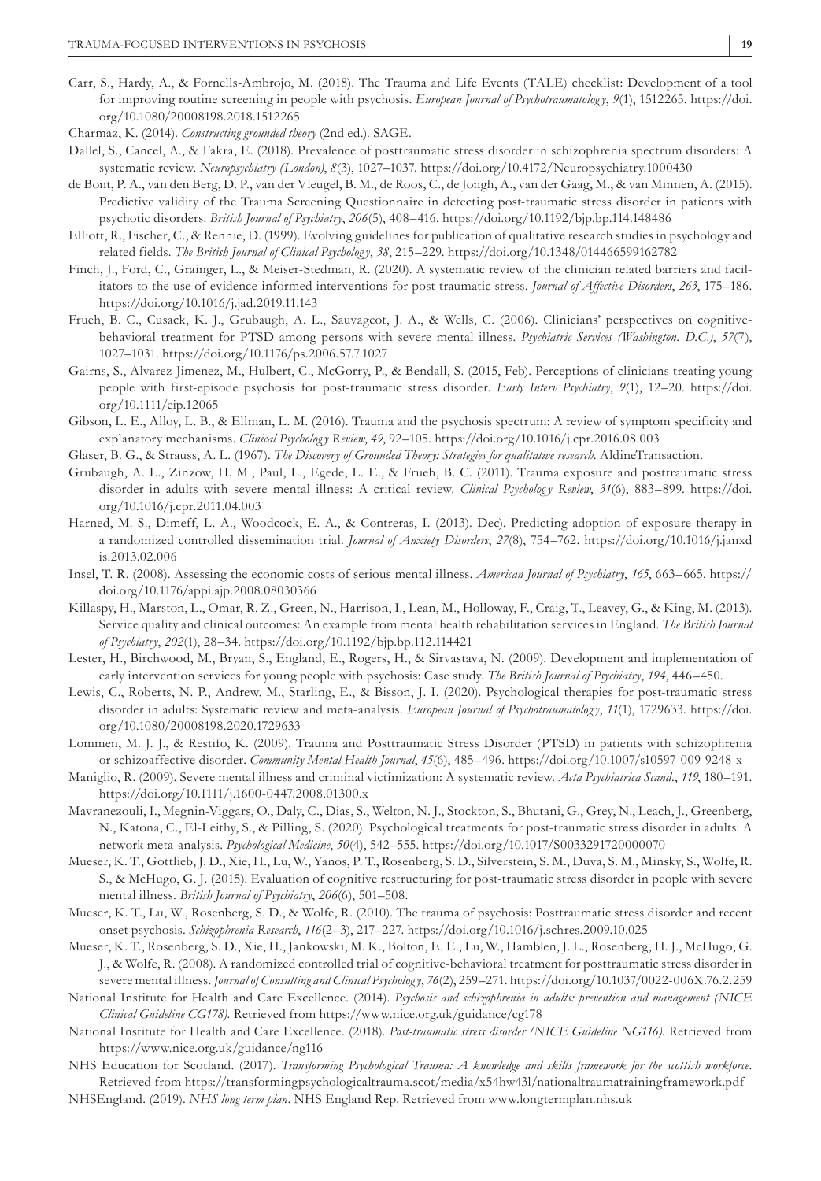Carr, S., Hardy, A., & Fornells-Ambrojo, M. (2018). The Trauma and Life Events (TALE) checklist: Development of a tool for improving routine screening in people with psychosis. *European Journal of Psychotraumatology*, *9*(1), 1512265. https://doi.org/10.1080/20008198.2018.1512265

Charmaz, K. (2014). *Constructing grounded theory* (2nd ed.). SAGE.

Dallel, S., Cancel, A., & Fakra, E. (2018). Prevalence of posttraumatic stress disorder in schizophrenia spectrum disorders: A systematic review. *Neuropsychiatry (London)*, *8*(3), 1027–1037. https://doi.org/10.4172/Neuropsychiatry.1000430

de Bont, P. A., van den Berg, D. P., van der Vleugel, B. M., de Roos, C., de Jongh, A., van der Gaag, M., & van Minnen, A. (2015). Predictive validity of the Trauma Screening Questionnaire in detecting post-traumatic stress disorder in patients with psychotic disorders. *British Journal of Psychiatry*, *206*(5), 408–416. https://doi.org/10.1192/bjp.bp.114.148486

Elliott, R., Fischer, C., & Rennie, D. (1999). Evolving guidelines for publication of qualitative research studies in psychology and related fields. *The British Journal of Clinical Psychology*, *38*, 215–229. https://doi.org/10.1348/014466599162782

Finch, J., Ford, C., Grainger, L., & Meiser-Stedman, R. (2020). A systematic review of the clinician related barriers and facilitators to the use of evidence-informed interventions for post traumatic stress. *Journal of Affective Disorders*, *263*, 175–186. https://doi.org/10.1016/j.jad.2019.11.143

Frueh, B. C., Cusack, K. J., Grubaugh, A. L., Sauvageot, J. A., & Wells, C. (2006). Clinicians' perspectives on cognitive-behavioral treatment for PTSD among persons with severe mental illness. *Psychiatric Services (Washington. D.C.)*, *57*(7), 1027–1031. https://doi.org/10.1176/ps.2006.57.7.1027

Gairns, S., Alvarez-Jimenez, M., Hulbert, C., McGorry, P., & Bendall, S. (2015, Feb). Perceptions of clinicians treating young people with first-episode psychosis for post-traumatic stress disorder. *Early Interv Psychiatry*, *9*(1), 12–20. https://doi.org/10.1111/eip.12065

Gibson, L. E., Alloy, L. B., & Ellman, L. M. (2016). Trauma and the psychosis spectrum: A review of symptom specificity and explanatory mechanisms. *Clinical Psychology Review*, *49*, 92–105. https://doi.org/10.1016/j.cpr.2016.08.003

Glaser, B. G., & Strauss, A. L. (1967). *The Discovery of Grounded Theory: Strategies for qualitative research*. AldineTransaction.

Grubaugh, A. L., Zinzow, H. M., Paul, L., Egede, L. E., & Frueh, B. C. (2011). Trauma exposure and posttraumatic stress disorder in adults with severe mental illness: A critical review. *Clinical Psychology Review*, *31*(6), 883–899. https://doi.org/10.1016/j.cpr.2011.04.003

Harned, M. S., Dimeff, L. A., Woodcock, E. A., & Contreras, I. (2013). Dec). Predicting adoption of exposure therapy in a randomized controlled dissemination trial. *Journal of Anxiety Disorders*, *27*(8), 754–762. https://doi.org/10.1016/j.janxdis.2013.02.006

Insel, T. R. (2008). Assessing the economic costs of serious mental illness. *American Journal of Psychiatry*, *165*, 663–665. https://doi.org/10.1176/appi.ajp.2008.08030366

Killaspy, H., Marston, L., Omar, R. Z., Green, N., Harrison, I., Lean, M., Holloway, F., Craig, T., Leavey, G., & King, M. (2013). Service quality and clinical outcomes: An example from mental health rehabilitation services in England. *The British Journal of Psychiatry*, *202*(1), 28–34. https://doi.org/10.1192/bjp.bp.112.114421

Lester, H., Birchwood, M., Bryan, S., England, E., Rogers, H., & Sirvastava, N. (2009). Development and implementation of early intervention services for young people with psychosis: Case study. *The British Journal of Psychiatry*, *194*, 446–450.

Lewis, C., Roberts, N. P., Andrew, M., Starling, E., & Bisson, J. I. (2020). Psychological therapies for post-traumatic stress disorder in adults: Systematic review and meta-analysis. *European Journal of Psychotraumatology*, *11*(1), 1729633. https://doi.org/10.1080/20008198.2020.1729633

Lommen, M. J. J., & Restifo, K. (2009). Trauma and Posttraumatic Stress Disorder (PTSD) in patients with schizophrenia or schizoaffective disorder. *Community Mental Health Journal*, *45*(6), 485–496. https://doi.org/10.1007/s10597-009-9248-x

Maniglio, R. (2009). Severe mental illness and criminal victimization: A systematic review. *Acta Psychiatrica Scand.*, *119*, 180–191. https://doi.org/10.1111/j.1600-0447.2008.01300.x

Mavranezouli, I., Megnin-Viggars, O., Daly, C., Dias, S., Welton, N. J., Stockton, S., Bhutani, G., Grey, N., Leach, J., Greenberg, N., Katona, C., El-Leithy, S., & Pilling, S. (2020). Psychological treatments for post-traumatic stress disorder in adults: A network meta-analysis. *Psychological Medicine*, *50*(4), 542–555. https://doi.org/10.1017/S0033291720000070

Mueser, K. T., Gottlieb, J. D., Xie, H., Lu, W., Yanos, P. T., Rosenberg, S. D., Silverstein, S. M., Duva, S. M., Minsky, S., Wolfe, R. S., & McHugo, G. J. (2015). Evaluation of cognitive restructuring for post-traumatic stress disorder in people with severe mental illness. *British Journal of Psychiatry*, *206*(6), 501–508.

Mueser, K. T., Lu, W., Rosenberg, S. D., & Wolfe, R. (2010). The trauma of psychosis: Posttraumatic stress disorder and recent onset psychosis. *Schizophrenia Research*, *116*(2–3), 217–227. https://doi.org/10.1016/j.schres.2009.10.025

Mueser, K. T., Rosenberg, S. D., Xie, H., Jankowski, M. K., Bolton, E. E., Lu, W., Hamblen, J. L., Rosenberg, H. J., McHugo, G. J., & Wolfe, R. (2008). A randomized controlled trial of cognitive-behavioral treatment for posttraumatic stress disorder in severe mental illness. *Journal of Consulting and Clinical Psychology*, *76*(2), 259–271. https://doi.org/10.1037/0022-006X.76.2.259

National Institute for Health and Care Excellence. (2014). *Psychosis and schizophrenia in adults: prevention and management (NICE Clinical Guideline CG178)*. Retrieved from https://www.nice.org.uk/guidance/cg178

National Institute for Health and Care Excellence. (2018). *Post-traumatic stress disorder (NICE Guideline NG116)*. Retrieved from https://www.nice.org.uk/guidance/ng116

NHS Education for Scotland. (2017). *Transforming Psychological Trauma: A knowledge and skills framework for the scottish workforce*. Retrieved from https://transformingpsychologicaltrauma.scot/media/x54hw43l/nationaltraumatrainingframework.pdf

NHSEngland. (2019). *NHS long term plan*. NHS England Rep. Retrieved from www.longtermplan.nhs.uk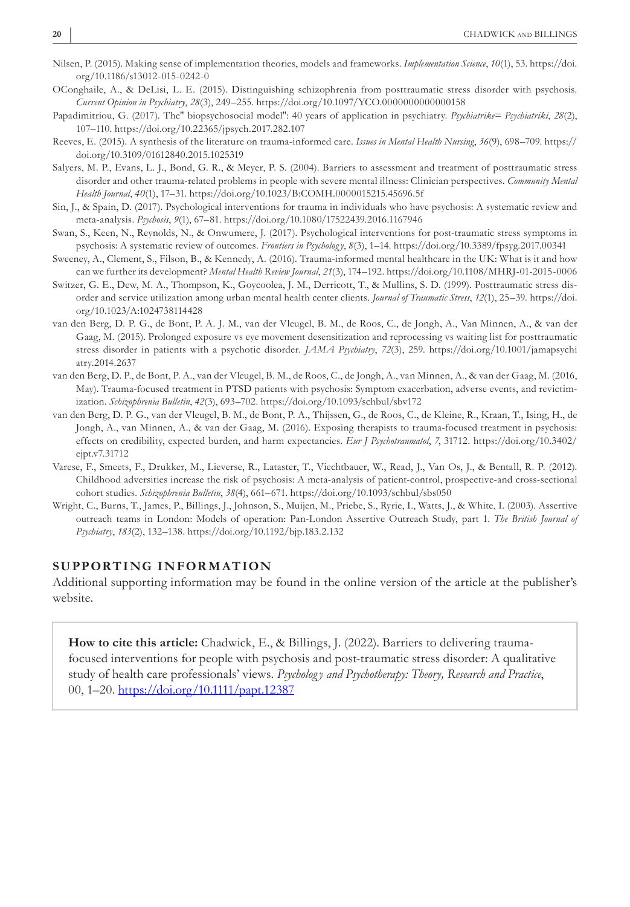Nilsen, P. (2015). Making sense of implementation theories, models and frameworks. *Implementation Science*, *10*(1), 53. https://doi.org/10.1186/s13012-015-0242-0

OConghaile, A., & DeLisi, L. E. (2015). Distinguishing schizophrenia from posttraumatic stress disorder with psychosis. *Current Opinion in Psychiatry*, *28*(3), 249–255. https://doi.org/10.1097/YCO.0000000000000158

Papadimitriou, G. (2017). The" biopsychosocial model": 40 years of application in psychiatry. *Psychiatrike= Psychiatriki*, *28*(2), 107–110. https://doi.org/10.22365/jpsych.2017.282.107

Reeves, E. (2015). A synthesis of the literature on trauma-informed care. *Issues in Mental Health Nursing*, *36*(9), 698–709. https://doi.org/10.3109/01612840.2015.1025319

Salyers, M. P., Evans, L. J., Bond, G. R., & Meyer, P. S. (2004). Barriers to assessment and treatment of posttraumatic stress disorder and other trauma-related problems in people with severe mental illness: Clinician perspectives. *Community Mental Health Journal*, *40*(1), 17–31. https://doi.org/10.1023/B:COMH.0000015215.45696.5f

Sin, J., & Spain, D. (2017). Psychological interventions for trauma in individuals who have psychosis: A systematic review and meta-analysis. *Psychosis*, *9*(1), 67–81. https://doi.org/10.1080/17522439.2016.1167946

Swan, S., Keen, N., Reynolds, N., & Onwumere, J. (2017). Psychological interventions for post-traumatic stress symptoms in psychosis: A systematic review of outcomes. *Frontiers in Psychology*, *8*(3), 1–14. https://doi.org/10.3389/fpsyg.2017.00341

Sweeney, A., Clement, S., Filson, B., & Kennedy, A. (2016). Trauma-informed mental healthcare in the UK: What is it and how can we further its development? *Mental Health Review Journal*, *21*(3), 174–192. https://doi.org/10.1108/MHRJ-01-2015-0006

Switzer, G. E., Dew, M. A., Thompson, K., Goycoolea, J. M., Derricott, T., & Mullins, S. D. (1999). Posttraumatic stress disorder and service utilization among urban mental health center clients. *Journal of Traumatic Stress*, *12*(1), 25–39. https://doi.org/10.1023/A:1024738114428

van den Berg, D. P. G., de Bont, P. A. J. M., van der Vleugel, B. M., de Roos, C., de Jongh, A., Van Minnen, A., & van der Gaag, M. (2015). Prolonged exposure vs eye movement desensitization and reprocessing vs waiting list for posttraumatic stress disorder in patients with a psychotic disorder. *JAMA Psychiatry*, *72*(3), 259. https://doi.org/10.1001/jamapsychiatry.2014.2637

van den Berg, D. P., de Bont, P. A., van der Vleugel, B. M., de Roos, C., de Jongh, A., van Minnen, A., & van der Gaag, M. (2016, May). Trauma-focused treatment in PTSD patients with psychosis: Symptom exacerbation, adverse events, and revictimization. *Schizophrenia Bulletin*, *42*(3), 693–702. https://doi.org/10.1093/schbul/sbv172

van den Berg, D. P. G., van der Vleugel, B. M., de Bont, P. A., Thijssen, G., de Roos, C., de Kleine, R., Kraan, T., Ising, H., de Jongh, A., van Minnen, A., & van der Gaag, M. (2016). Exposing therapists to trauma-focused treatment in psychosis: effects on credibility, expected burden, and harm expectancies. *Eur J Psychotraumatol*, *7*, 31712. https://doi.org/10.3402/ejpt.v7.31712

Varese, F., Smeets, F., Drukker, M., Lieverse, R., Lataster, T., Viechtbauer, W., Read, J., Van Os, J., & Bentall, R. P. (2012). Childhood adversities increase the risk of psychosis: A meta-analysis of patient-control, prospective-and cross-sectional cohort studies. *Schizophrenia Bulletin*, *38*(4), 661–671. https://doi.org/10.1093/schbul/sbs050

Wright, C., Burns, T., James, P., Billings, J., Johnson, S., Muijen, M., Priebe, S., Ryrie, I., Watts, J., & White, I. (2003). Assertive outreach teams in London: Models of operation: Pan-London Assertive Outreach Study, part 1. *The British Journal of Psychiatry*, *183*(2), 132–138. https://doi.org/10.1192/bjp.183.2.132

## SUPPORTING INFORMATION

Additional supporting information may be found in the online version of the article at the publisher's website.

**How to cite this article:** Chadwick, E., & Billings, J. (2022). Barriers to delivering trauma-focused interventions for people with psychosis and post-traumatic stress disorder: A qualitative study of health care professionals' views. *Psychology and Psychotherapy: Theory, Research and Practice*, 00, 1–20. https://doi.org/10.1111/papt.12387